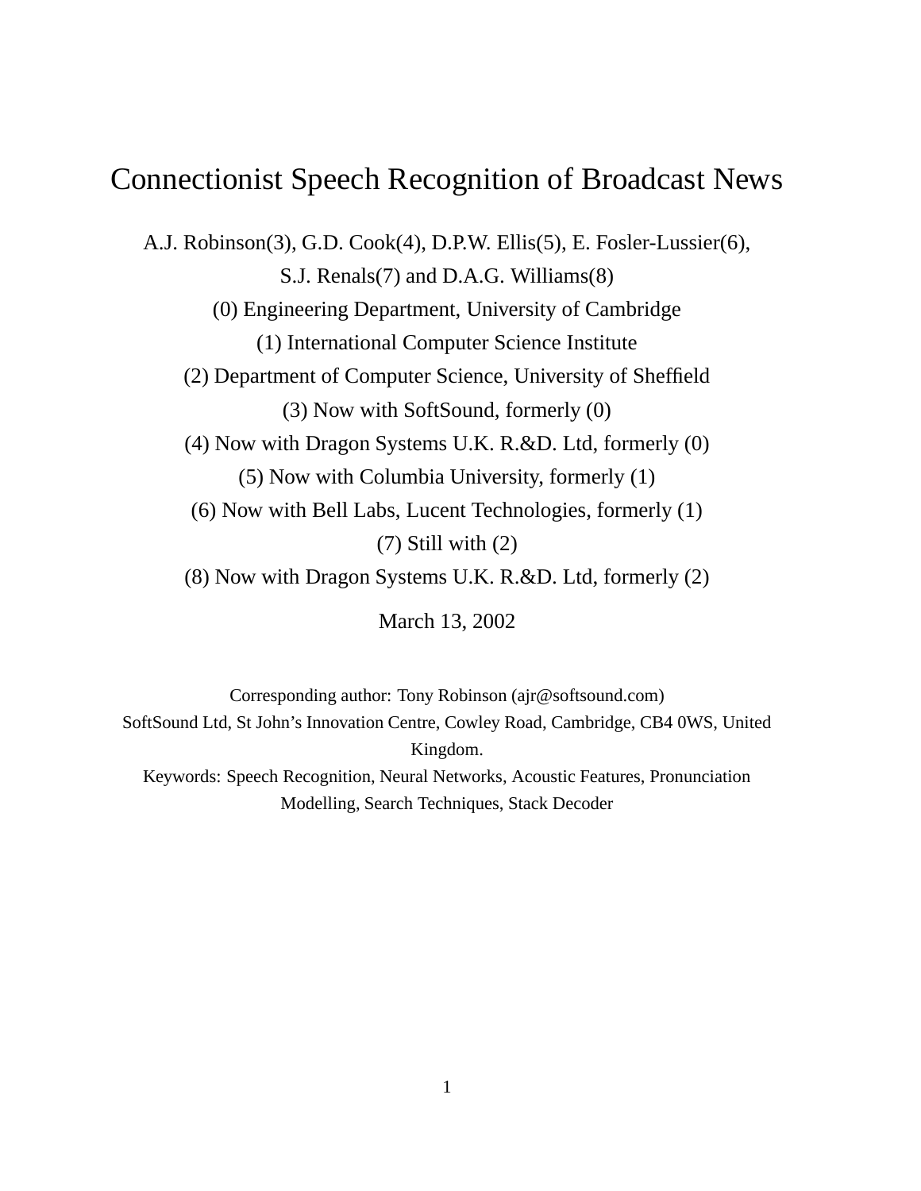# Connectionist Speech Recognition of Broadcast News

A.J. Robinson(3), G.D. Cook(4), D.P.W. Ellis(5), E. Fosler-Lussier(6), S.J. Renals(7) and D.A.G. Williams(8)

(0) Engineering Department, University of Cambridge

(1) International Computer Science Institute

(2) Department of Computer Science, University of Sheffield

(3) Now with SoftSound, formerly (0)

(4) Now with Dragon Systems U.K. R.&D. Ltd, formerly (0)

(5) Now with Columbia University, formerly (1)

(6) Now with Bell Labs, Lucent Technologies, formerly (1)

(7) Still with (2)

(8) Now with Dragon Systems U.K. R.&D. Ltd, formerly (2)

March 13, 2002

Corresponding author: Tony Robinson (ajr@softsound.com)
SoftSound Ltd, St John's Innovation Centre, Cowley Road, Cambridge, CB4 0WS, United Kingdom.

Keywords: Speech Recognition, Neural Networks, Acoustic Features, Pronunciation Modelling, Search Techniques, Stack Decoder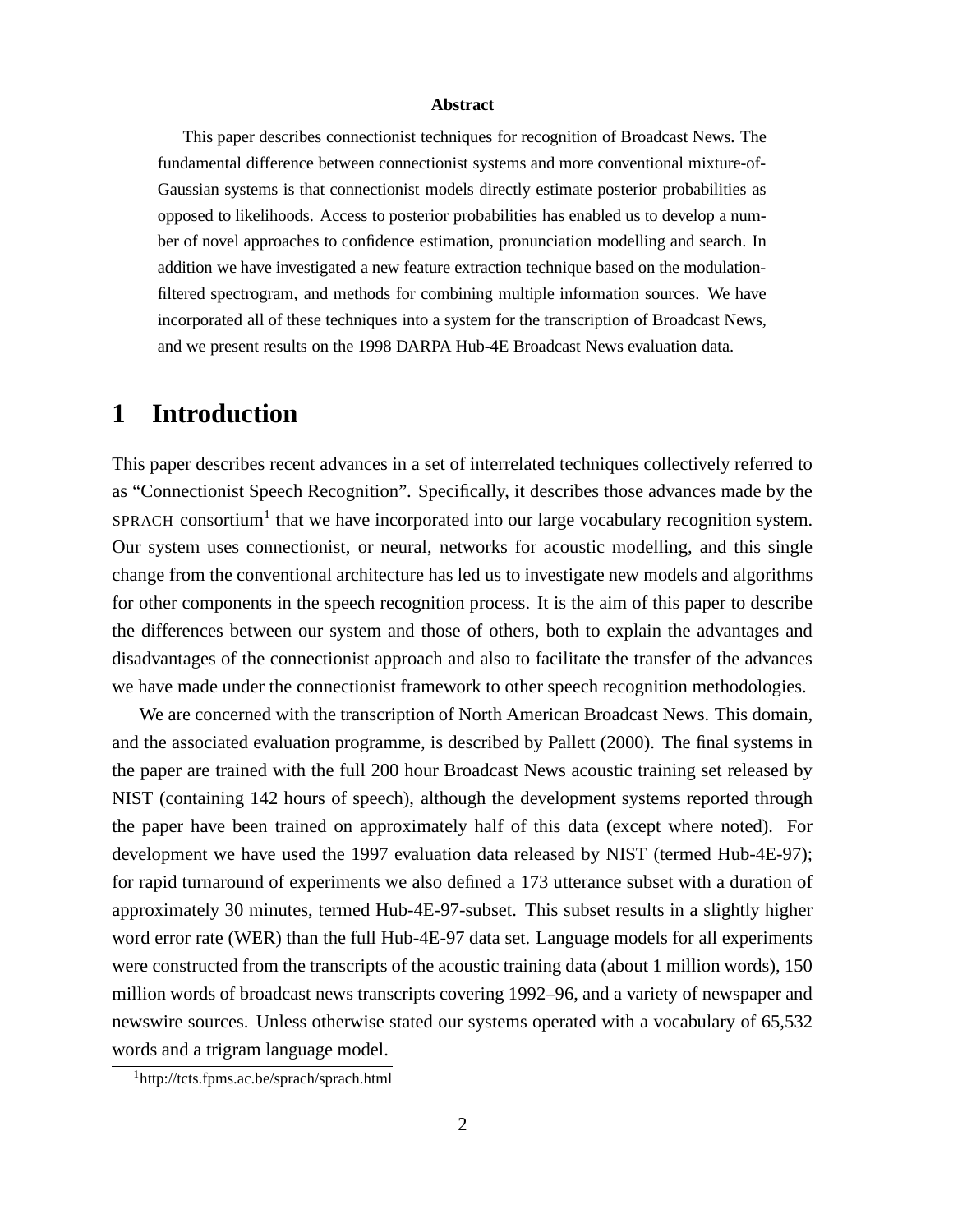**Abstract**

This paper describes connectionist techniques for recognition of Broadcast News. The fundamental difference between connectionist systems and more conventional mixture-of-Gaussian systems is that connectionist models directly estimate posterior probabilities as opposed to likelihoods. Access to posterior probabilities has enabled us to develop a number of novel approaches to confidence estimation, pronunciation modelling and search. In addition we have investigated a new feature extraction technique based on the modulation-filtered spectrogram, and methods for combining multiple information sources. We have incorporated all of these techniques into a system for the transcription of Broadcast News, and we present results on the 1998 DARPA Hub-4E Broadcast News evaluation data.

# 1 Introduction

This paper describes recent advances in a set of interrelated techniques collectively referred to as "Connectionist Speech Recognition". Specifically, it describes those advances made by the SPRACH consortium[1] that we have incorporated into our large vocabulary recognition system. Our system uses connectionist, or neural, networks for acoustic modelling, and this single change from the conventional architecture has led us to investigate new models and algorithms for other components in the speech recognition process. It is the aim of this paper to describe the differences between our system and those of others, both to explain the advantages and disadvantages of the connectionist approach and also to facilitate the transfer of the advances we have made under the connectionist framework to other speech recognition methodologies.

We are concerned with the transcription of North American Broadcast News. This domain, and the associated evaluation programme, is described by Pallett (2000). The final systems in the paper are trained with the full 200 hour Broadcast News acoustic training set released by NIST (containing 142 hours of speech), although the development systems reported through the paper have been trained on approximately half of this data (except where noted). For development we have used the 1997 evaluation data released by NIST (termed Hub-4E-97); for rapid turnaround of experiments we also defined a 173 utterance subset with a duration of approximately 30 minutes, termed Hub-4E-97-subset. This subset results in a slightly higher word error rate (WER) than the full Hub-4E-97 data set. Language models for all experiments were constructed from the transcripts of the acoustic training data (about 1 million words), 150 million words of broadcast news transcripts covering 1992–96, and a variety of newspaper and newswire sources. Unless otherwise stated our systems operated with a vocabulary of 65,532 words and a trigram language model.

[1] http://tcts.fpms.ac.be/sprach/sprach.html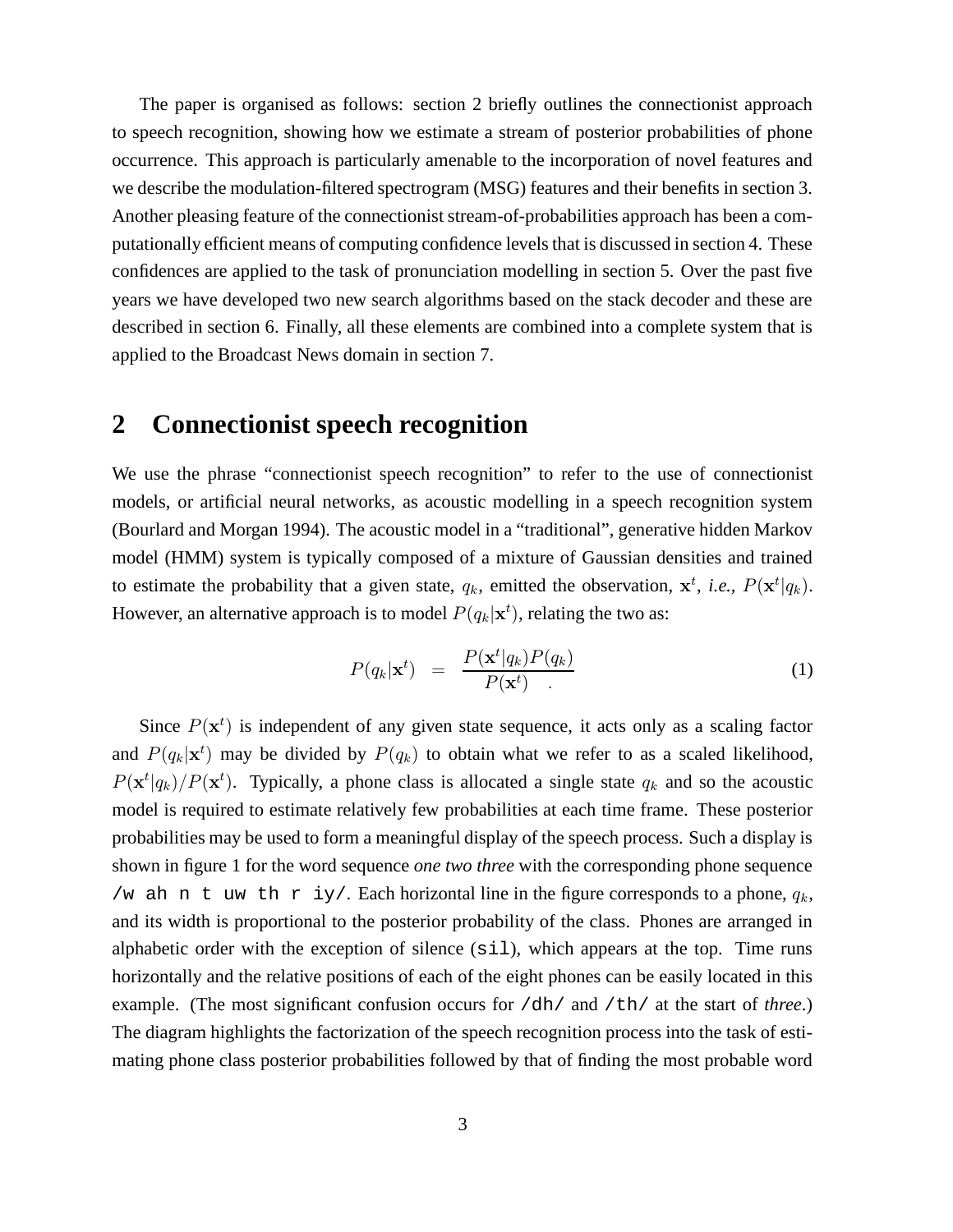The paper is organised as follows: section 2 briefly outlines the connectionist approach to speech recognition, showing how we estimate a stream of posterior probabilities of phone occurrence. This approach is particularly amenable to the incorporation of novel features and we describe the modulation-filtered spectrogram (MSG) features and their benefits in section 3. Another pleasing feature of the connectionist stream-of-probabilities approach has been a computationally efficient means of computing confidence levels that is discussed in section 4. These confidences are applied to the task of pronunciation modelling in section 5. Over the past five years we have developed two new search algorithms based on the stack decoder and these are described in section 6. Finally, all these elements are combined into a complete system that is applied to the Broadcast News domain in section 7.

## 2 Connectionist speech recognition

We use the phrase "connectionist speech recognition" to refer to the use of connectionist models, or artificial neural networks, as acoustic modelling in a speech recognition system (Bourlard and Morgan 1994). The acoustic model in a "traditional", generative hidden Markov model (HMM) system is typically composed of a mixture of Gaussian densities and trained to estimate the probability that a given state, $q_k$, emitted the observation, $\mathbf{x}^t$, *i.e.*, $P(\mathbf{x}^t|q_k)$. However, an alternative approach is to model $P(q_k|\mathbf{x}^t)$, relating the two as:

$$P(q_k|\mathbf{x}^t) = \frac{P(\mathbf{x}^t|q_k)P(q_k)}{P(\mathbf{x}^t)} . \tag{1}$$

Since $P(\mathbf{x}^t)$ is independent of any given state sequence, it acts only as a scaling factor and $P(q_k|\mathbf{x}^t)$ may be divided by $P(q_k)$ to obtain what we refer to as a scaled likelihood, $P(\mathbf{x}^t|q_k)/P(\mathbf{x}^t)$. Typically, a phone class is allocated a single state $q_k$ and so the acoustic model is required to estimate relatively few probabilities at each time frame. These posterior probabilities may be used to form a meaningful display of the speech process. Such a display is shown in figure 1 for the word sequence *one two three* with the corresponding phone sequence `/w ah n t uw th r iy/`. Each horizontal line in the figure corresponds to a phone, $q_k$, and its width is proportional to the posterior probability of the class. Phones are arranged in alphabetic order with the exception of silence (`sil`), which appears at the top. Time runs horizontally and the relative positions of each of the eight phones can be easily located in this example. (The most significant confusion occurs for `/dh/` and `/th/` at the start of *three*.) The diagram highlights the factorization of the speech recognition process into the task of estimating phone class posterior probabilities followed by that of finding the most probable word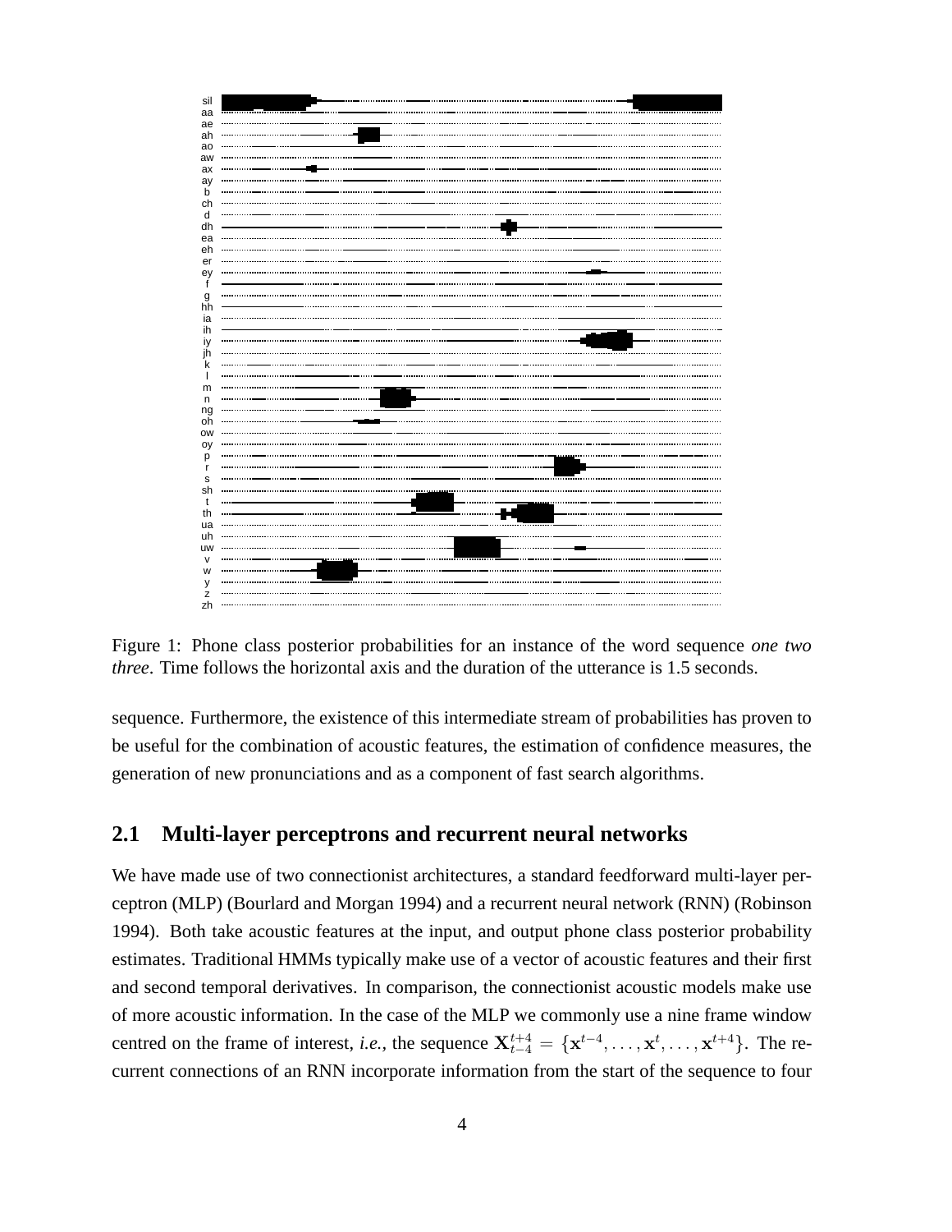Figure 1: Phone class posterior probabilities for an instance of the word sequence *one two three*. Time follows the horizontal axis and the duration of the utterance is 1.5 seconds.

sequence. Furthermore, the existence of this intermediate stream of probabilities has proven to be useful for the combination of acoustic features, the estimation of confidence measures, the generation of new pronunciations and as a component of fast search algorithms.

## 2.1 Multi-layer perceptrons and recurrent neural networks

We have made use of two connectionist architectures, a standard feedforward multi-layer perceptron (MLP) (Bourlard and Morgan 1994) and a recurrent neural network (RNN) (Robinson 1994). Both take acoustic features at the input, and output phone class posterior probability estimates. Traditional HMMs typically make use of a vector of acoustic features and their first and second temporal derivatives. In comparison, the connectionist acoustic models make use of more acoustic information. In the case of the MLP we commonly use a nine frame window centred on the frame of interest, *i.e.*, the sequence $\mathbf{X}_{t-4}^{t+4} = \{\mathbf{x}^{t-4}, \ldots, \mathbf{x}^{t}, \ldots, \mathbf{x}^{t+4}\}$. The recurrent connections of an RNN incorporate information from the start of the sequence to four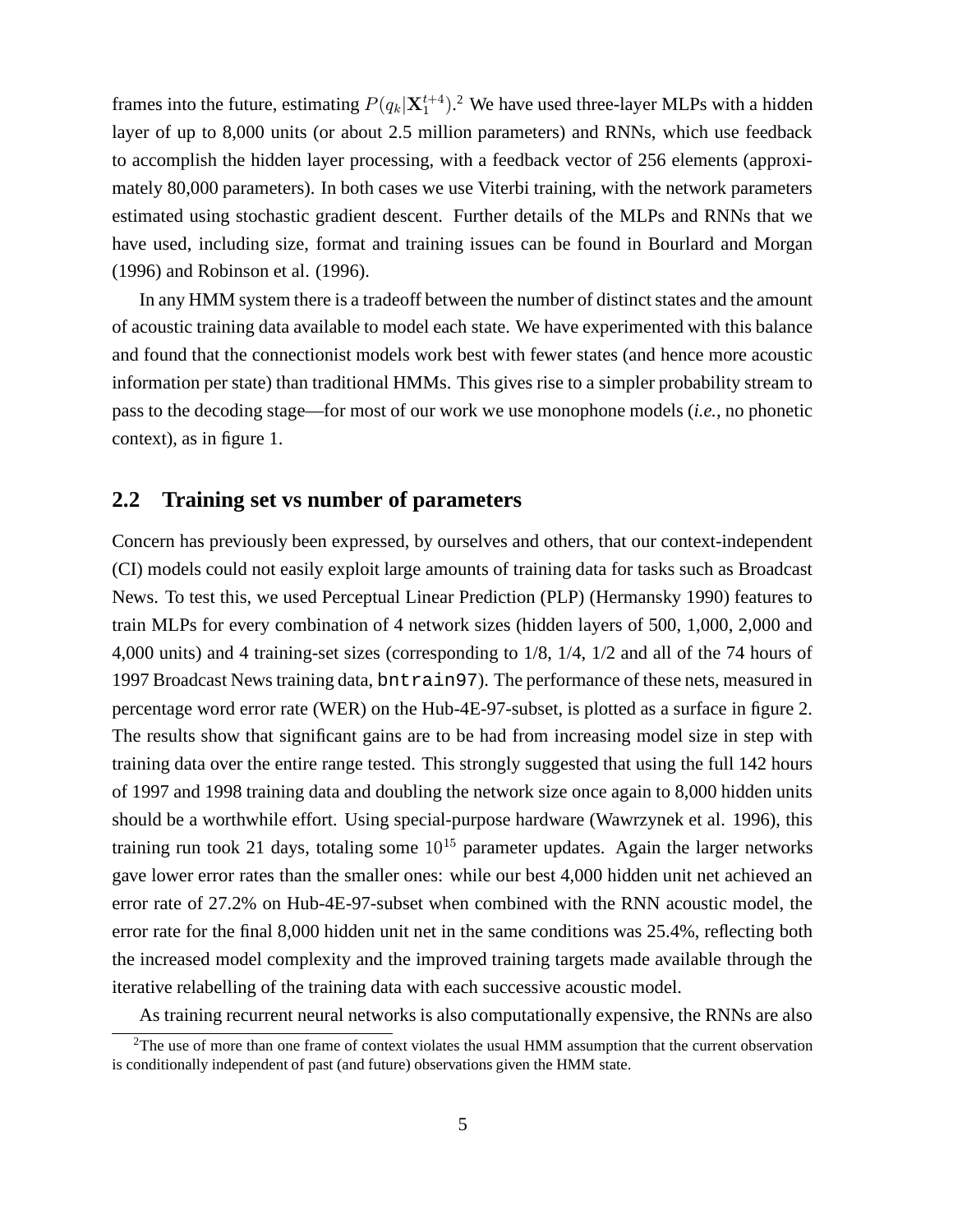frames into the future, estimating $P(q_k|\mathbf{X}_1^{t+4})$.[2] We have used three-layer MLPs with a hidden layer of up to 8,000 units (or about 2.5 million parameters) and RNNs, which use feedback to accomplish the hidden layer processing, with a feedback vector of 256 elements (approximately 80,000 parameters). In both cases we use Viterbi training, with the network parameters estimated using stochastic gradient descent. Further details of the MLPs and RNNs that we have used, including size, format and training issues can be found in Bourlard and Morgan (1996) and Robinson et al. (1996).

In any HMM system there is a tradeoff between the number of distinct states and the amount of acoustic training data available to model each state. We have experimented with this balance and found that the connectionist models work best with fewer states (and hence more acoustic information per state) than traditional HMMs. This gives rise to a simpler probability stream to pass to the decoding stage—for most of our work we use monophone models (*i.e.,* no phonetic context), as in figure 1.

## 2.2 Training set vs number of parameters

Concern has previously been expressed, by ourselves and others, that our context-independent (CI) models could not easily exploit large amounts of training data for tasks such as Broadcast News. To test this, we used Perceptual Linear Prediction (PLP) (Hermansky 1990) features to train MLPs for every combination of 4 network sizes (hidden layers of 500, 1,000, 2,000 and 4,000 units) and 4 training-set sizes (corresponding to 1/8, 1/4, 1/2 and all of the 74 hours of 1997 Broadcast News training data, `bntrain97`). The performance of these nets, measured in percentage word error rate (WER) on the Hub-4E-97-subset, is plotted as a surface in figure 2. The results show that significant gains are to be had from increasing model size in step with training data over the entire range tested. This strongly suggested that using the full 142 hours of 1997 and 1998 training data and doubling the network size once again to 8,000 hidden units should be a worthwhile effort. Using special-purpose hardware (Wawrzynek et al. 1996), this training run took 21 days, totaling some $10^{15}$ parameter updates. Again the larger networks gave lower error rates than the smaller ones: while our best 4,000 hidden unit net achieved an error rate of 27.2% on Hub-4E-97-subset when combined with the RNN acoustic model, the error rate for the final 8,000 hidden unit net in the same conditions was 25.4%, reflecting both the increased model complexity and the improved training targets made available through the iterative relabelling of the training data with each successive acoustic model.

As training recurrent neural networks is also computationally expensive, the RNNs are also

[2] The use of more than one frame of context violates the usual HMM assumption that the current observation is conditionally independent of past (and future) observations given the HMM state.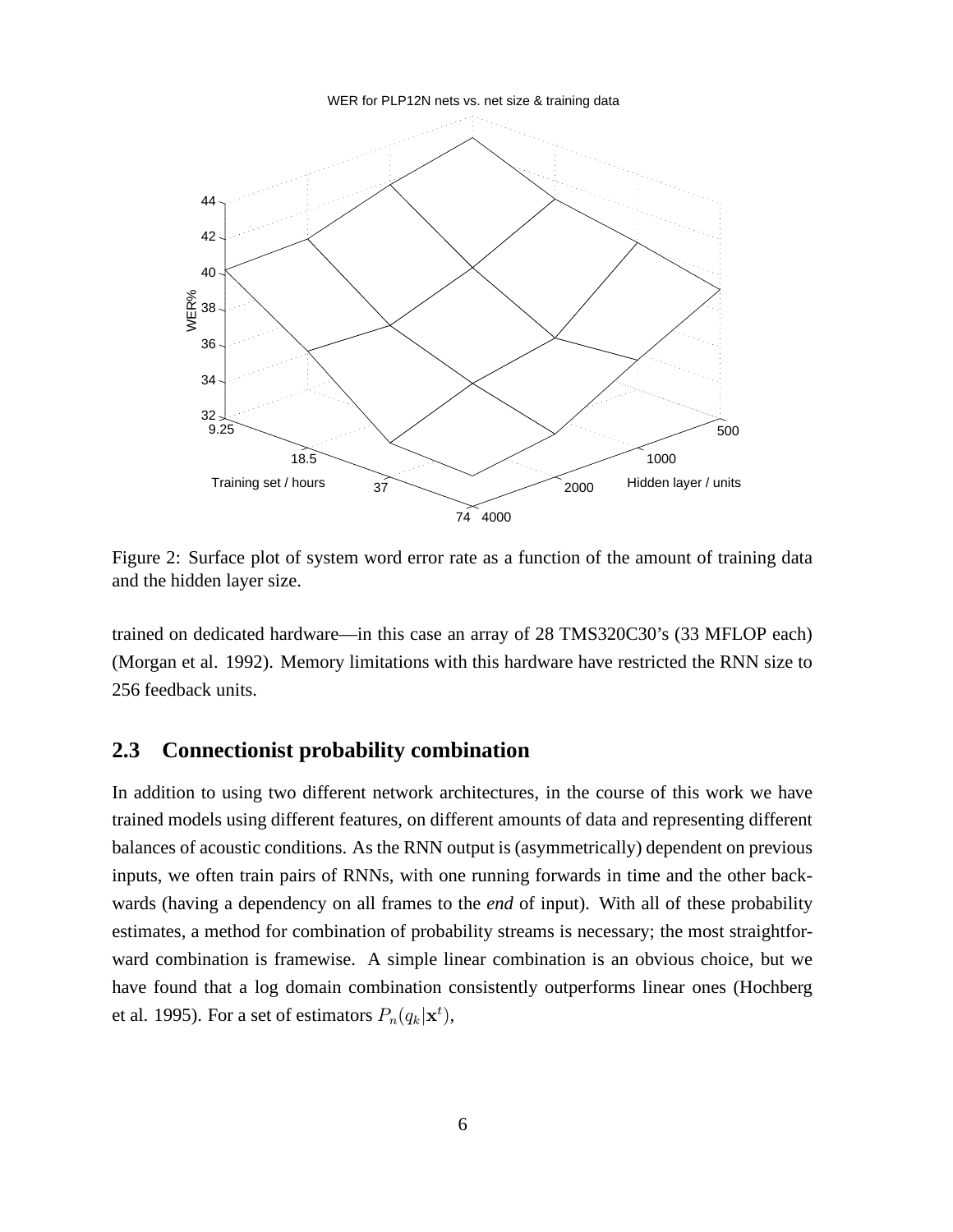Figure 2: Surface plot of system word error rate as a function of the amount of training data and the hidden layer size.

trained on dedicated hardware—in this case an array of 28 TMS320C30's (33 MFLOP each) (Morgan et al. 1992). Memory limitations with this hardware have restricted the RNN size to 256 feedback units.

## 2.3 Connectionist probability combination

In addition to using two different network architectures, in the course of this work we have trained models using different features, on different amounts of data and representing different balances of acoustic conditions. As the RNN output is (asymmetrically) dependent on previous inputs, we often train pairs of RNNs, with one running forwards in time and the other backwards (having a dependency on all frames to the *end* of input). With all of these probability estimates, a method for combination of probability streams is necessary; the most straightforward combination is framewise. A simple linear combination is an obvious choice, but we have found that a log domain combination consistently outperforms linear ones (Hochberg et al. 1995). For a set of estimators $P_n(q_k|\mathbf{x}^t)$,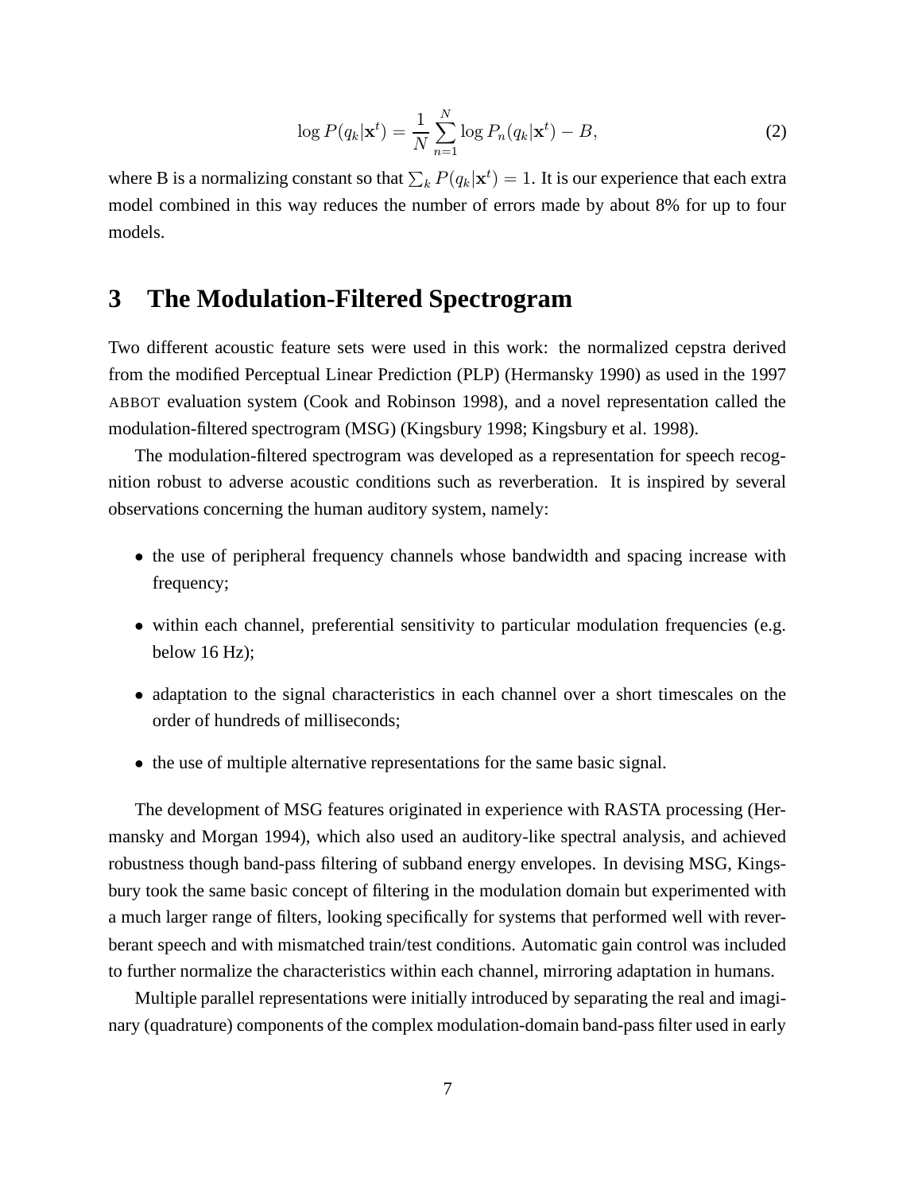$$\log P(q_k|\mathbf{x}^t) = \frac{1}{N}\sum_{n=1}^{N} \log P_n(q_k|\mathbf{x}^t) - B, \tag{2}$$

where B is a normalizing constant so that $\sum_k P(q_k|\mathbf{x}^t) = 1$. It is our experience that each extra model combined in this way reduces the number of errors made by about 8% for up to four models.

# 3 The Modulation-Filtered Spectrogram

Two different acoustic feature sets were used in this work: the normalized cepstra derived from the modified Perceptual Linear Prediction (PLP) (Hermansky 1990) as used in the 1997 ABBOT evaluation system (Cook and Robinson 1998), and a novel representation called the modulation-filtered spectrogram (MSG) (Kingsbury 1998; Kingsbury et al. 1998).

The modulation-filtered spectrogram was developed as a representation for speech recognition robust to adverse acoustic conditions such as reverberation. It is inspired by several observations concerning the human auditory system, namely:

- the use of peripheral frequency channels whose bandwidth and spacing increase with frequency;
- within each channel, preferential sensitivity to particular modulation frequencies (e.g. below 16 Hz);
- adaptation to the signal characteristics in each channel over a short timescales on the order of hundreds of milliseconds;
- the use of multiple alternative representations for the same basic signal.

The development of MSG features originated in experience with RASTA processing (Hermansky and Morgan 1994), which also used an auditory-like spectral analysis, and achieved robustness though band-pass filtering of subband energy envelopes. In devising MSG, Kingsbury took the same basic concept of filtering in the modulation domain but experimented with a much larger range of filters, looking specifically for systems that performed well with reverberant speech and with mismatched train/test conditions. Automatic gain control was included to further normalize the characteristics within each channel, mirroring adaptation in humans.

Multiple parallel representations were initially introduced by separating the real and imaginary (quadrature) components of the complex modulation-domain band-pass filter used in early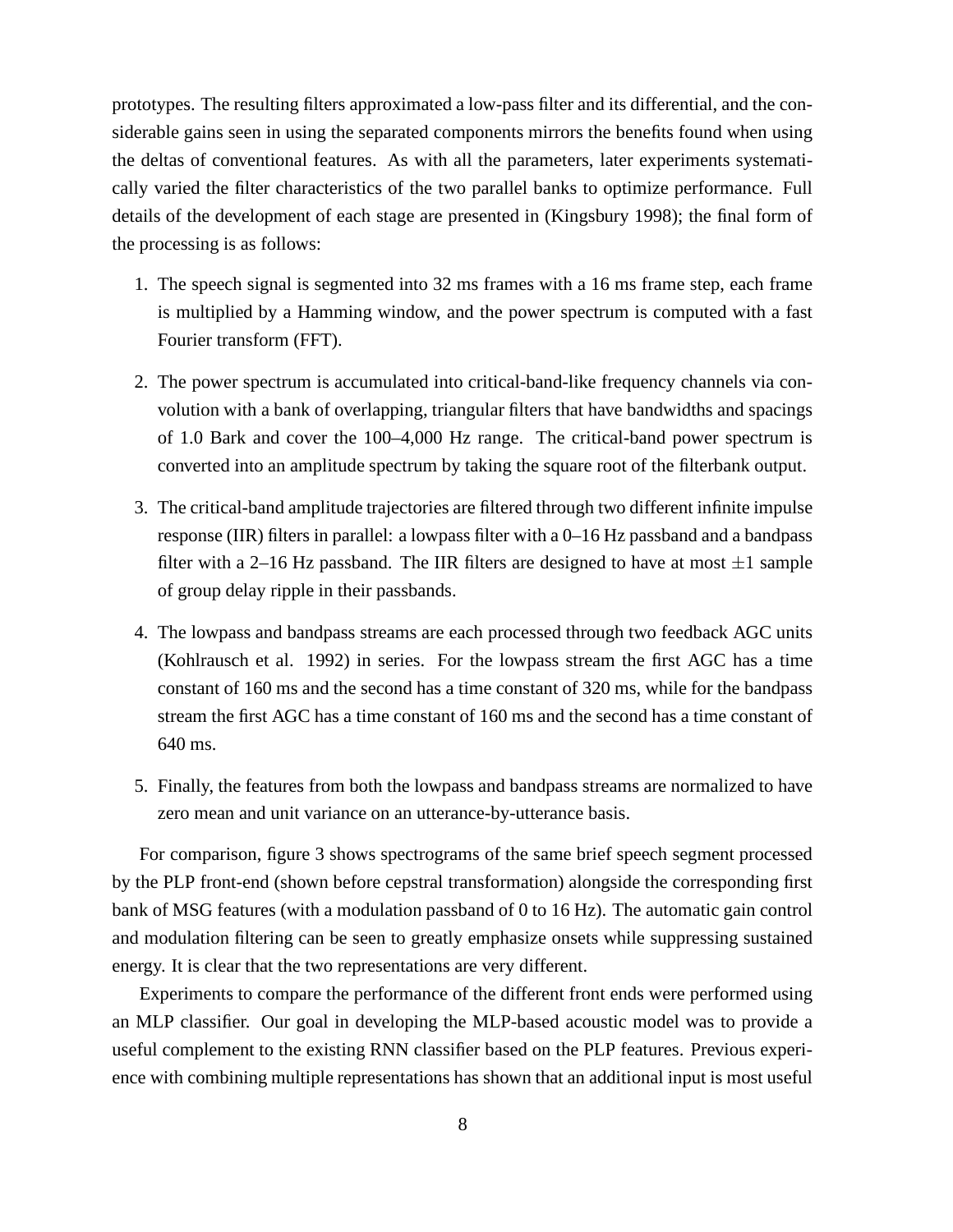prototypes. The resulting filters approximated a low-pass filter and its differential, and the considerable gains seen in using the separated components mirrors the benefits found when using the deltas of conventional features. As with all the parameters, later experiments systematically varied the filter characteristics of the two parallel banks to optimize performance. Full details of the development of each stage are presented in (Kingsbury 1998); the final form of the processing is as follows:

1. The speech signal is segmented into 32 ms frames with a 16 ms frame step, each frame is multiplied by a Hamming window, and the power spectrum is computed with a fast Fourier transform (FFT).

2. The power spectrum is accumulated into critical-band-like frequency channels via convolution with a bank of overlapping, triangular filters that have bandwidths and spacings of 1.0 Bark and cover the 100–4,000 Hz range. The critical-band power spectrum is converted into an amplitude spectrum by taking the square root of the filterbank output.

3. The critical-band amplitude trajectories are filtered through two different infinite impulse response (IIR) filters in parallel: a lowpass filter with a 0–16 Hz passband and a bandpass filter with a 2–16 Hz passband. The IIR filters are designed to have at most $\pm 1$ sample of group delay ripple in their passbands.

4. The lowpass and bandpass streams are each processed through two feedback AGC units (Kohlrausch et al. 1992) in series. For the lowpass stream the first AGC has a time constant of 160 ms and the second has a time constant of 320 ms, while for the bandpass stream the first AGC has a time constant of 160 ms and the second has a time constant of 640 ms.

5. Finally, the features from both the lowpass and bandpass streams are normalized to have zero mean and unit variance on an utterance-by-utterance basis.

For comparison, figure 3 shows spectrograms of the same brief speech segment processed by the PLP front-end (shown before cepstral transformation) alongside the corresponding first bank of MSG features (with a modulation passband of 0 to 16 Hz). The automatic gain control and modulation filtering can be seen to greatly emphasize onsets while suppressing sustained energy. It is clear that the two representations are very different.

Experiments to compare the performance of the different front ends were performed using an MLP classifier. Our goal in developing the MLP-based acoustic model was to provide a useful complement to the existing RNN classifier based on the PLP features. Previous experience with combining multiple representations has shown that an additional input is most useful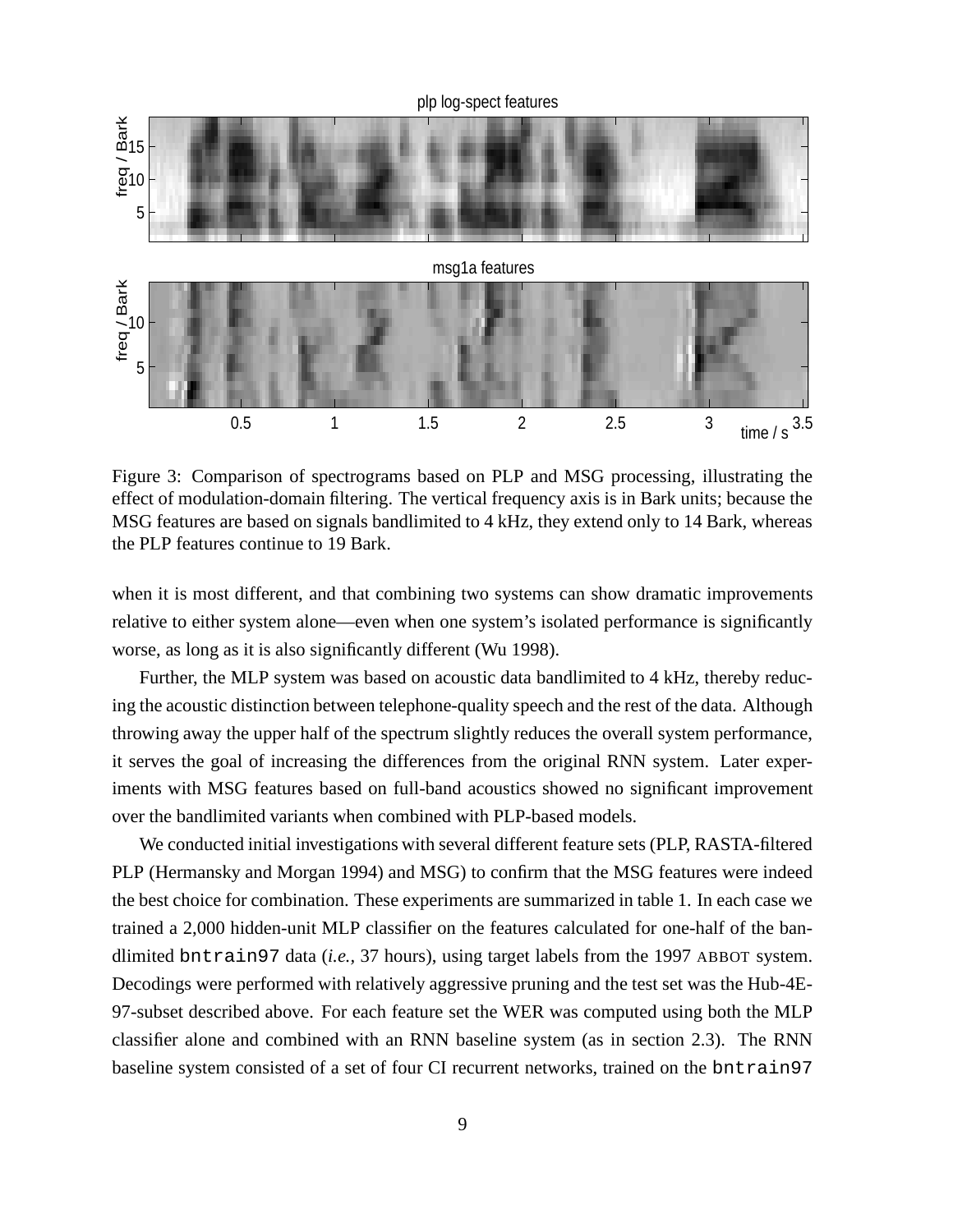Figure 3: Comparison of spectrograms based on PLP and MSG processing, illustrating the effect of modulation-domain filtering. The vertical frequency axis is in Bark units; because the MSG features are based on signals bandlimited to 4 kHz, they extend only to 14 Bark, whereas the PLP features continue to 19 Bark.

when it is most different, and that combining two systems can show dramatic improvements relative to either system alone—even when one system's isolated performance is significantly worse, as long as it is also significantly different (Wu 1998).

Further, the MLP system was based on acoustic data bandlimited to 4 kHz, thereby reducing the acoustic distinction between telephone-quality speech and the rest of the data. Although throwing away the upper half of the spectrum slightly reduces the overall system performance, it serves the goal of increasing the differences from the original RNN system. Later experiments with MSG features based on full-band acoustics showed no significant improvement over the bandlimited variants when combined with PLP-based models.

We conducted initial investigations with several different feature sets (PLP, RASTA-filtered PLP (Hermansky and Morgan 1994) and MSG) to confirm that the MSG features were indeed the best choice for combination. These experiments are summarized in table 1. In each case we trained a 2,000 hidden-unit MLP classifier on the features calculated for one-half of the bandlimited `bntrain97` data (*i.e.*, 37 hours), using target labels from the 1997 ABBOT system. Decodings were performed with relatively aggressive pruning and the test set was the Hub-4E-97-subset described above. For each feature set the WER was computed using both the MLP classifier alone and combined with an RNN baseline system (as in section 2.3). The RNN baseline system consisted of a set of four CI recurrent networks, trained on the `bntrain97`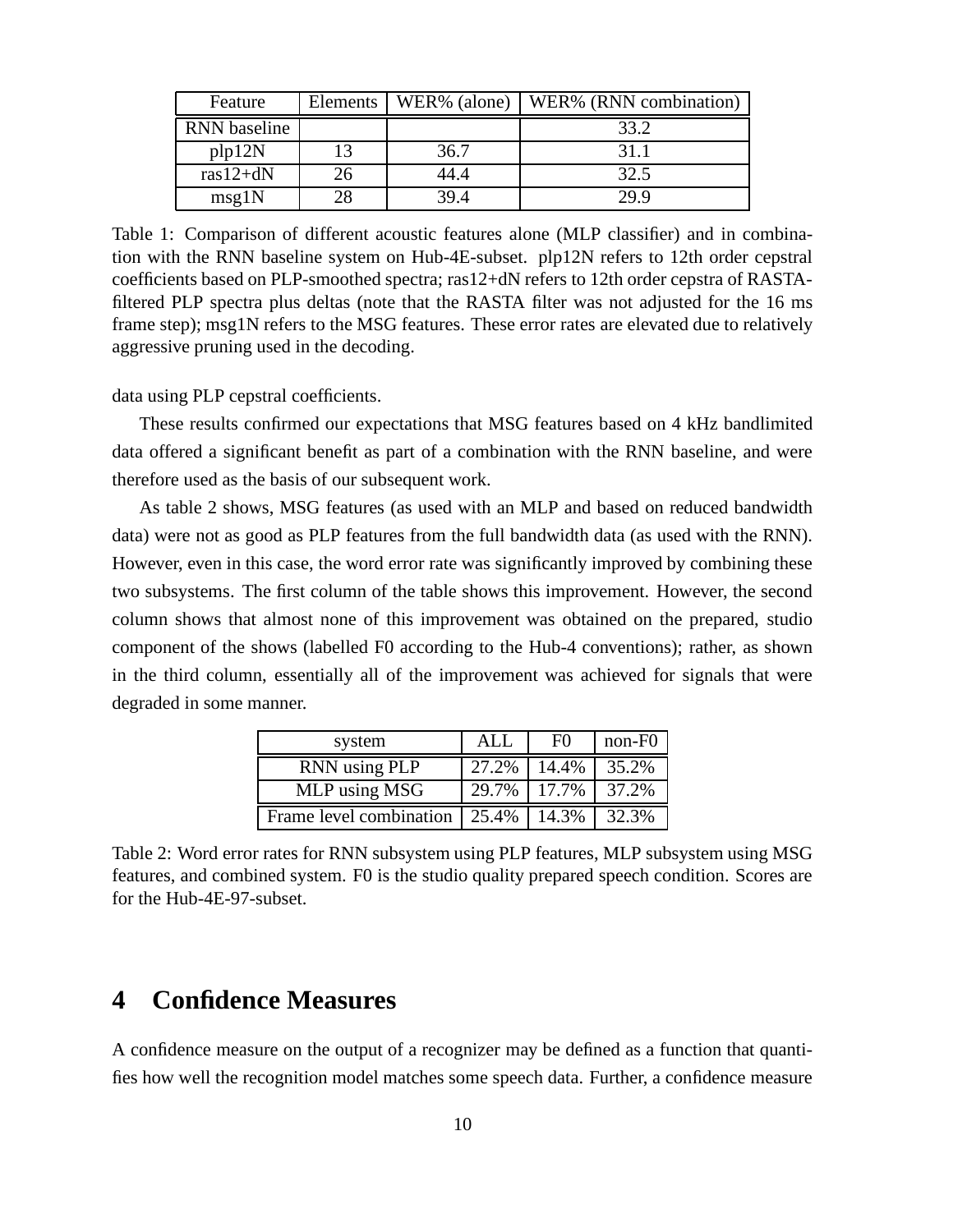| Feature | Elements | WER% (alone) | WER% (RNN combination) |
|---|---|---|---|
| RNN baseline | | | 33.2 |
| plp12N | 13 | 36.7 | 31.1 |
| ras12+dN | 26 | 44.4 | 32.5 |
| msg1N | 28 | 39.4 | 29.9 |

Table 1: Comparison of different acoustic features alone (MLP classifier) and in combination with the RNN baseline system on Hub-4E-subset. plp12N refers to 12th order cepstral coefficients based on PLP-smoothed spectra; ras12+dN refers to 12th order cepstra of RASTA-filtered PLP spectra plus deltas (note that the RASTA filter was not adjusted for the 16 ms frame step); msg1N refers to the MSG features. These error rates are elevated due to relatively aggressive pruning used in the decoding.

data using PLP cepstral coefficients.

These results confirmed our expectations that MSG features based on 4 kHz bandlimited data offered a significant benefit as part of a combination with the RNN baseline, and were therefore used as the basis of our subsequent work.

As table 2 shows, MSG features (as used with an MLP and based on reduced bandwidth data) were not as good as PLP features from the full bandwidth data (as used with the RNN). However, even in this case, the word error rate was significantly improved by combining these two subsystems. The first column of the table shows this improvement. However, the second column shows that almost none of this improvement was obtained on the prepared, studio component of the shows (labelled F0 according to the Hub-4 conventions); rather, as shown in the third column, essentially all of the improvement was achieved for signals that were degraded in some manner.

| system | ALL | F0 | non-F0 |
|---|---|---|---|
| RNN using PLP | 27.2% | 14.4% | 35.2% |
| MLP using MSG | 29.7% | 17.7% | 37.2% |
| Frame level combination | 25.4% | 14.3% | 32.3% |

Table 2: Word error rates for RNN subsystem using PLP features, MLP subsystem using MSG features, and combined system. F0 is the studio quality prepared speech condition. Scores are for the Hub-4E-97-subset.

# 4 Confidence Measures

A confidence measure on the output of a recognizer may be defined as a function that quantifies how well the recognition model matches some speech data. Further, a confidence measure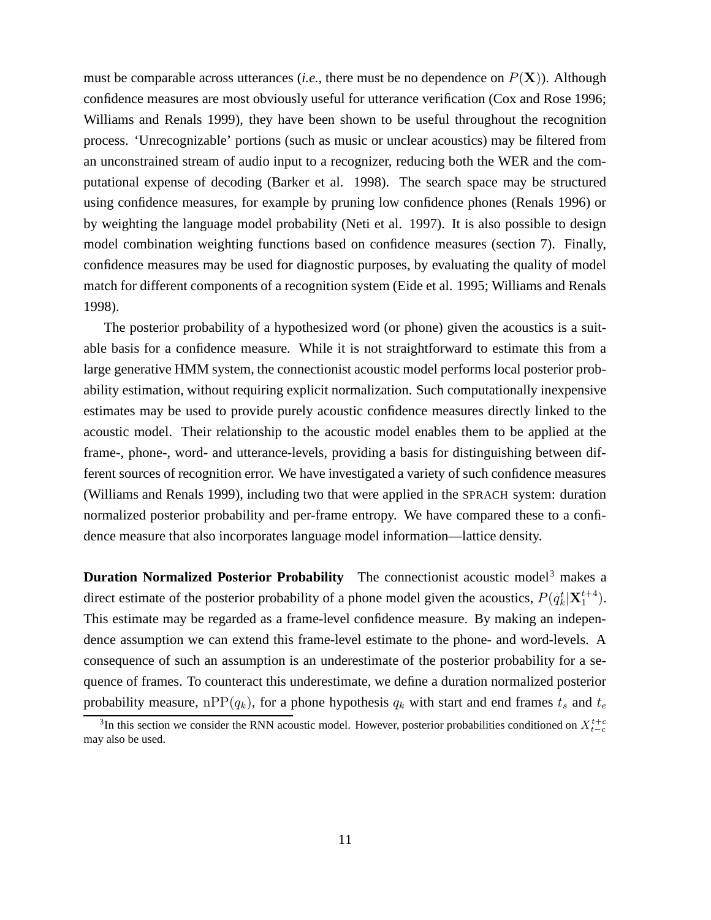must be comparable across utterances (*i.e.*, there must be no dependence on $P(\mathbf{X})$). Although confidence measures are most obviously useful for utterance verification (Cox and Rose 1996; Williams and Renals 1999), they have been shown to be useful throughout the recognition process. 'Unrecognizable' portions (such as music or unclear acoustics) may be filtered from an unconstrained stream of audio input to a recognizer, reducing both the WER and the computational expense of decoding (Barker et al. 1998). The search space may be structured using confidence measures, for example by pruning low confidence phones (Renals 1996) or by weighting the language model probability (Neti et al. 1997). It is also possible to design model combination weighting functions based on confidence measures (section 7). Finally, confidence measures may be used for diagnostic purposes, by evaluating the quality of model match for different components of a recognition system (Eide et al. 1995; Williams and Renals 1998).

The posterior probability of a hypothesized word (or phone) given the acoustics is a suitable basis for a confidence measure. While it is not straightforward to estimate this from a large generative HMM system, the connectionist acoustic model performs local posterior probability estimation, without requiring explicit normalization. Such computationally inexpensive estimates may be used to provide purely acoustic confidence measures directly linked to the acoustic model. Their relationship to the acoustic model enables them to be applied at the frame-, phone-, word- and utterance-levels, providing a basis for distinguishing between different sources of recognition error. We have investigated a variety of such confidence measures (Williams and Renals 1999), including two that were applied in the SPRACH system: duration normalized posterior probability and per-frame entropy. We have compared these to a confidence measure that also incorporates language model information—lattice density.

**Duration Normalized Posterior Probability** The connectionist acoustic model[3] makes a direct estimate of the posterior probability of a phone model given the acoustics, $P(q_k^t|\mathbf{X}_1^{t+4})$. This estimate may be regarded as a frame-level confidence measure. By making an independence assumption we can extend this frame-level estimate to the phone- and word-levels. A consequence of such an assumption is an underestimate of the posterior probability for a sequence of frames. To counteract this underestimate, we define a duration normalized posterior probability measure, $\mathrm{nPP}(q_k)$, for a phone hypothesis $q_k$ with start and end frames $t_s$ and $t_e$

[3] In this section we consider the RNN acoustic model. However, posterior probabilities conditioned on $X_{t-c}^{t+c}$ may also be used.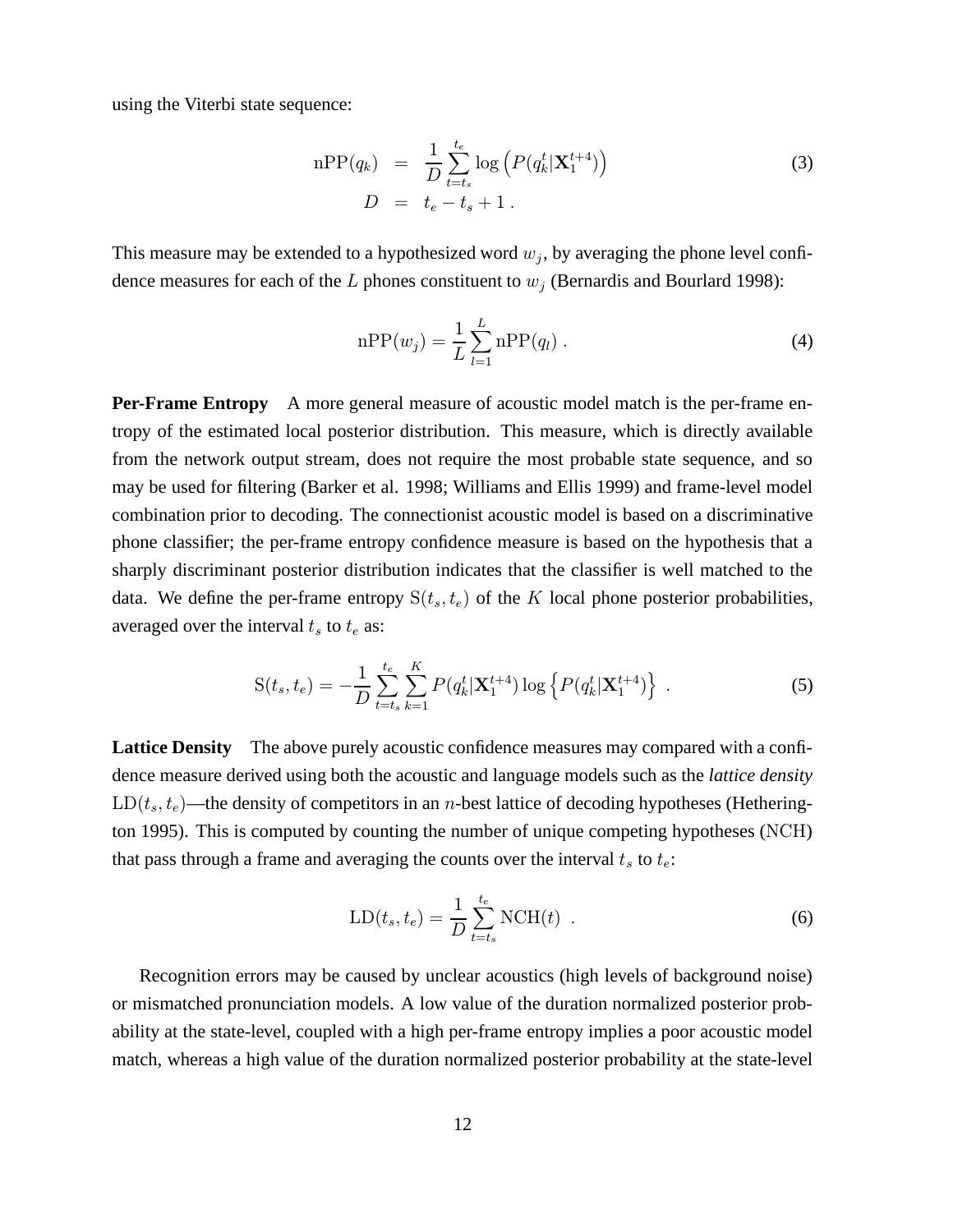using the Viterbi state sequence:

$$
\begin{aligned}
\mathrm{nPP}(q_k) &= \frac{1}{D} \sum_{t=t_s}^{t_e} \log \left( P(q_k^t | \mathbf{X}_1^{t+4}) \right) \\
D &= t_e - t_s + 1 \, .
\end{aligned}
\tag{3}
$$

This measure may be extended to a hypothesized word $w_j$, by averaging the phone level confidence measures for each of the $L$ phones constituent to $w_j$ (Bernardis and Bourlard 1998):

$$
\mathrm{nPP}(w_j) = \frac{1}{L} \sum_{l=1}^{L} \mathrm{nPP}(q_l) \, . \tag{4}
$$

**Per-Frame Entropy** A more general measure of acoustic model match is the per-frame entropy of the estimated local posterior distribution. This measure, which is directly available from the network output stream, does not require the most probable state sequence, and so may be used for filtering (Barker et al. 1998; Williams and Ellis 1999) and frame-level model combination prior to decoding. The connectionist acoustic model is based on a discriminative phone classifier; the per-frame entropy confidence measure is based on the hypothesis that a sharply discriminant posterior distribution indicates that the classifier is well matched to the data. We define the per-frame entropy $\mathrm{S}(t_s, t_e)$ of the $K$ local phone posterior probabilities, averaged over the interval $t_s$ to $t_e$ as:

$$
\mathrm{S}(t_s, t_e) = -\frac{1}{D} \sum_{t=t_s}^{t_e} \sum_{k=1}^{K} P(q_k^t | \mathbf{X}_1^{t+4}) \log \left\{ P(q_k^t | \mathbf{X}_1^{t+4}) \right\} \, . \tag{5}
$$

**Lattice Density** The above purely acoustic confidence measures may compared with a confidence measure derived using both the acoustic and language models such as the *lattice density* $\mathrm{LD}(t_s, t_e)$—the density of competitors in an $n$-best lattice of decoding hypotheses (Hetherington 1995). This is computed by counting the number of unique competing hypotheses ($\mathrm{NCH}$) that pass through a frame and averaging the counts over the interval $t_s$ to $t_e$:

$$
\mathrm{LD}(t_s, t_e) = \frac{1}{D} \sum_{t=t_s}^{t_e} \mathrm{NCH}(t) \, . \tag{6}
$$

Recognition errors may be caused by unclear acoustics (high levels of background noise) or mismatched pronunciation models. A low value of the duration normalized posterior probability at the state-level, coupled with a high per-frame entropy implies a poor acoustic model match, whereas a high value of the duration normalized posterior probability at the state-level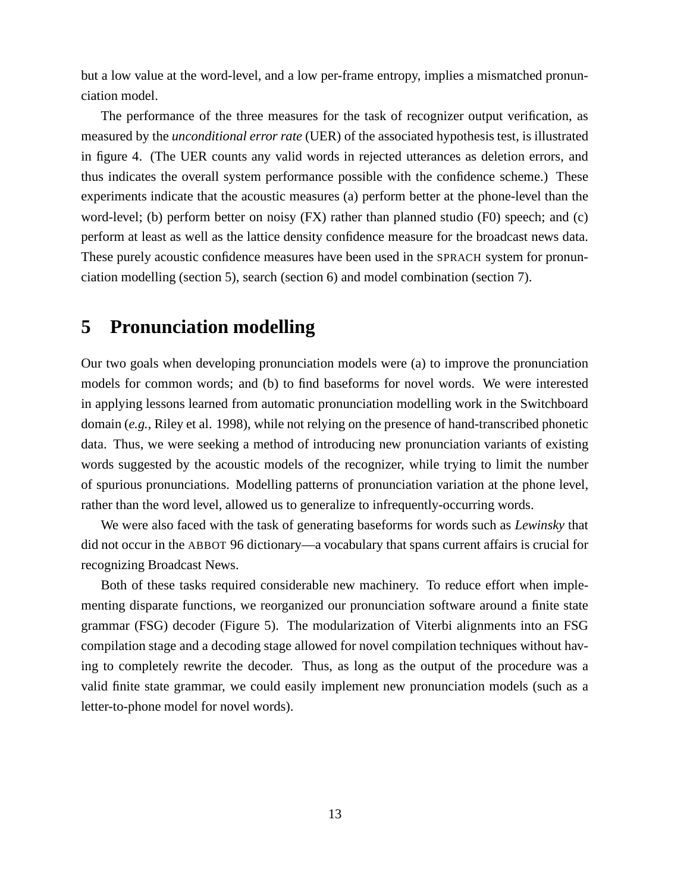but a low value at the word-level, and a low per-frame entropy, implies a mismatched pronunciation model.

The performance of the three measures for the task of recognizer output verification, as measured by the *unconditional error rate* (UER) of the associated hypothesis test, is illustrated in figure 4. (The UER counts any valid words in rejected utterances as deletion errors, and thus indicates the overall system performance possible with the confidence scheme.) These experiments indicate that the acoustic measures (a) perform better at the phone-level than the word-level; (b) perform better on noisy (FX) rather than planned studio (F0) speech; and (c) perform at least as well as the lattice density confidence measure for the broadcast news data. These purely acoustic confidence measures have been used in the SPRACH system for pronunciation modelling (section 5), search (section 6) and model combination (section 7).

# 5 Pronunciation modelling

Our two goals when developing pronunciation models were (a) to improve the pronunciation models for common words; and (b) to find baseforms for novel words. We were interested in applying lessons learned from automatic pronunciation modelling work in the Switchboard domain (*e.g.,* Riley et al. 1998), while not relying on the presence of hand-transcribed phonetic data. Thus, we were seeking a method of introducing new pronunciation variants of existing words suggested by the acoustic models of the recognizer, while trying to limit the number of spurious pronunciations. Modelling patterns of pronunciation variation at the phone level, rather than the word level, allowed us to generalize to infrequently-occurring words.

We were also faced with the task of generating baseforms for words such as *Lewinsky* that did not occur in the ABBOT 96 dictionary—a vocabulary that spans current affairs is crucial for recognizing Broadcast News.

Both of these tasks required considerable new machinery. To reduce effort when implementing disparate functions, we reorganized our pronunciation software around a finite state grammar (FSG) decoder (Figure 5). The modularization of Viterbi alignments into an FSG compilation stage and a decoding stage allowed for novel compilation techniques without having to completely rewrite the decoder. Thus, as long as the output of the procedure was a valid finite state grammar, we could easily implement new pronunciation models (such as a letter-to-phone model for novel words).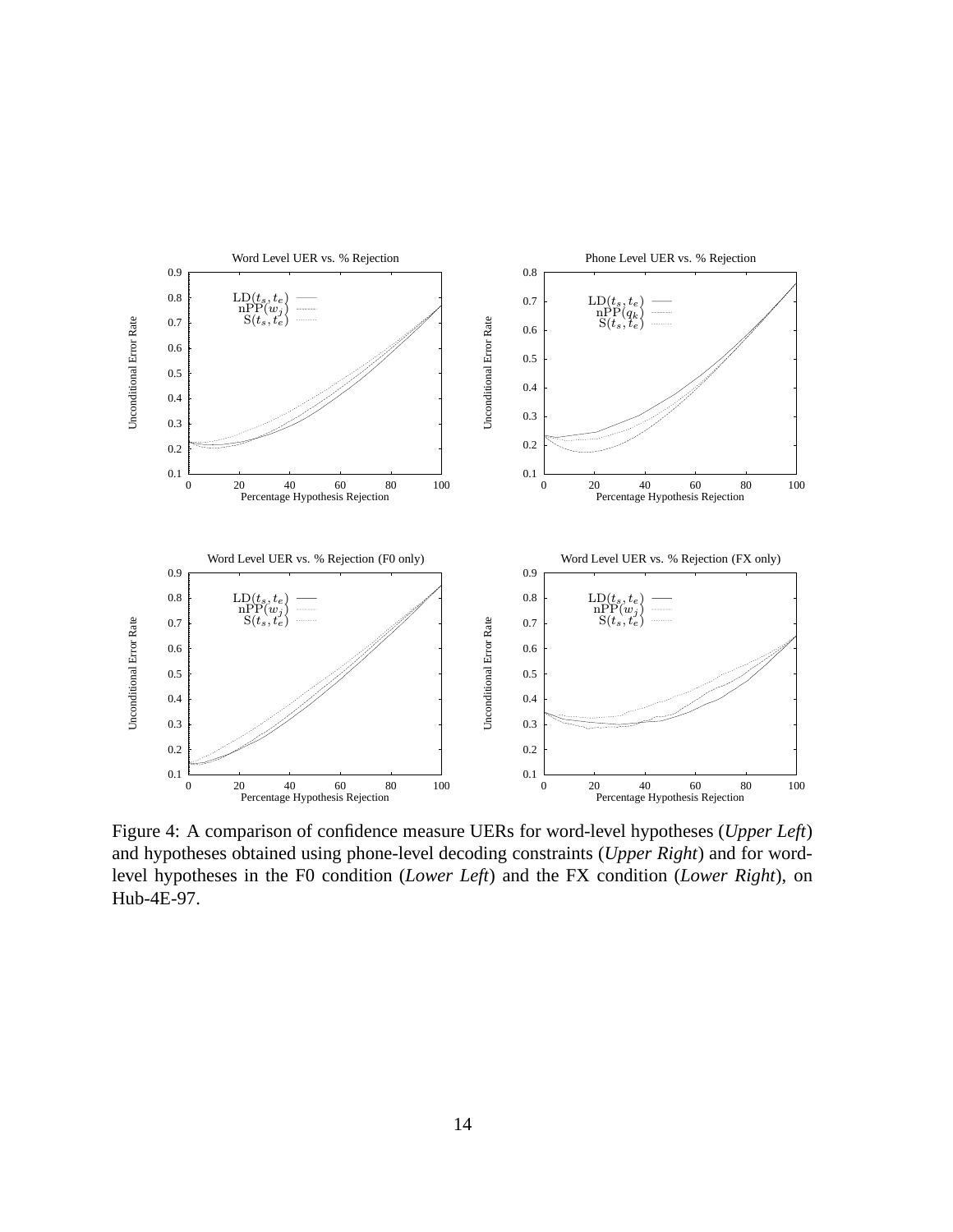Figure 4: A comparison of confidence measure UERs for word-level hypotheses (*Upper Left*) and hypotheses obtained using phone-level decoding constraints (*Upper Right*) and for word-level hypotheses in the F0 condition (*Lower Left*) and the FX condition (*Lower Right*), on Hub-4E-97.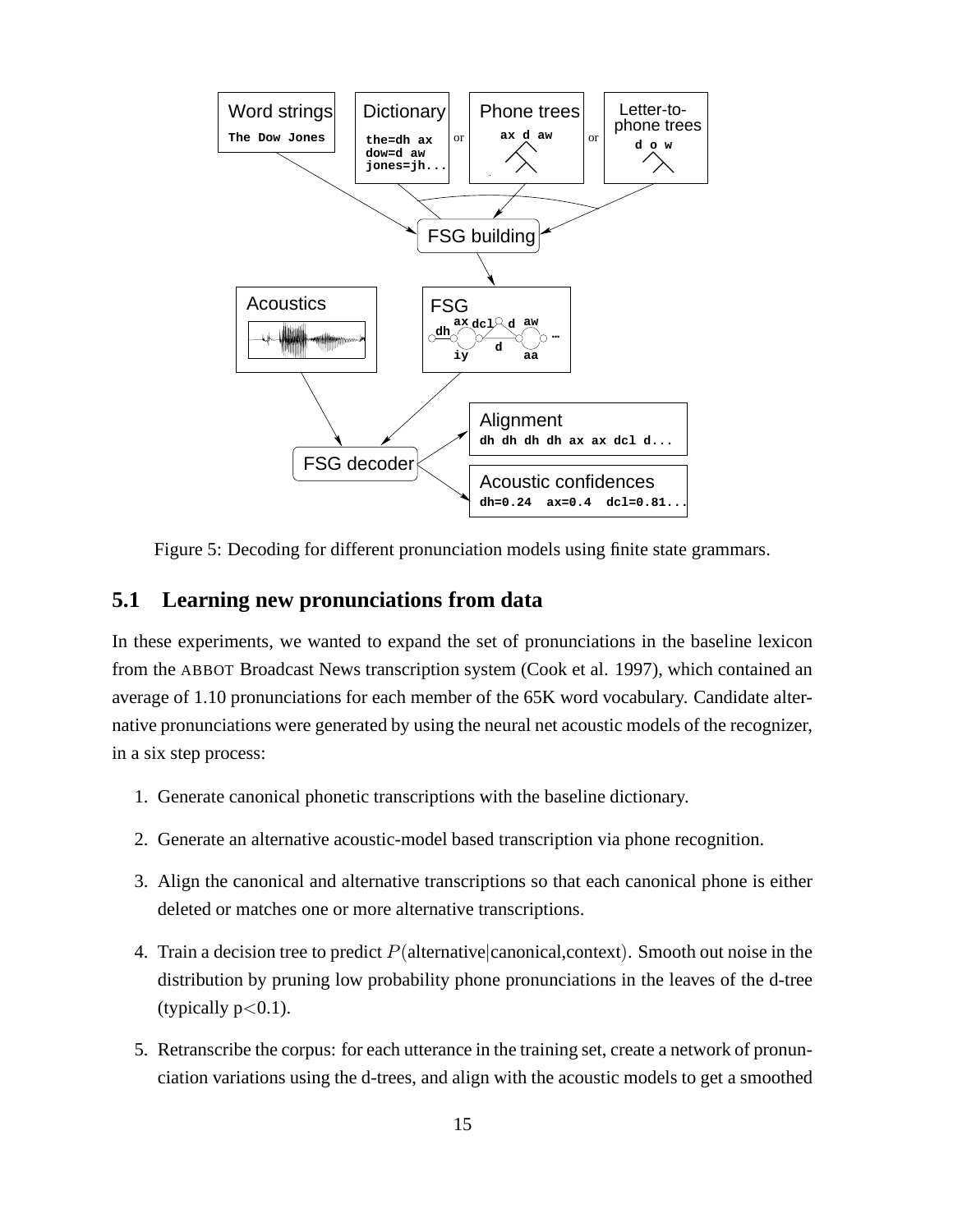Figure 5: Decoding for different pronunciation models using finite state grammars.

### 5.1 Learning new pronunciations from data

In these experiments, we wanted to expand the set of pronunciations in the baseline lexicon from the ABBOT Broadcast News transcription system (Cook et al. 1997), which contained an average of 1.10 pronunciations for each member of the 65K word vocabulary. Candidate alternative pronunciations were generated by using the neural net acoustic models of the recognizer, in a six step process:

1. Generate canonical phonetic transcriptions with the baseline dictionary.
2. Generate an alternative acoustic-model based transcription via phone recognition.
3. Align the canonical and alternative transcriptions so that each canonical phone is either deleted or matches one or more alternative transcriptions.
4. Train a decision tree to predict $P(\text{alternative}|\text{canonical,context})$. Smooth out noise in the distribution by pruning low probability phone pronunciations in the leaves of the d-tree (typically $p<0.1$).
5. Retranscribe the corpus: for each utterance in the training set, create a network of pronunciation variations using the d-trees, and align with the acoustic models to get a smoothed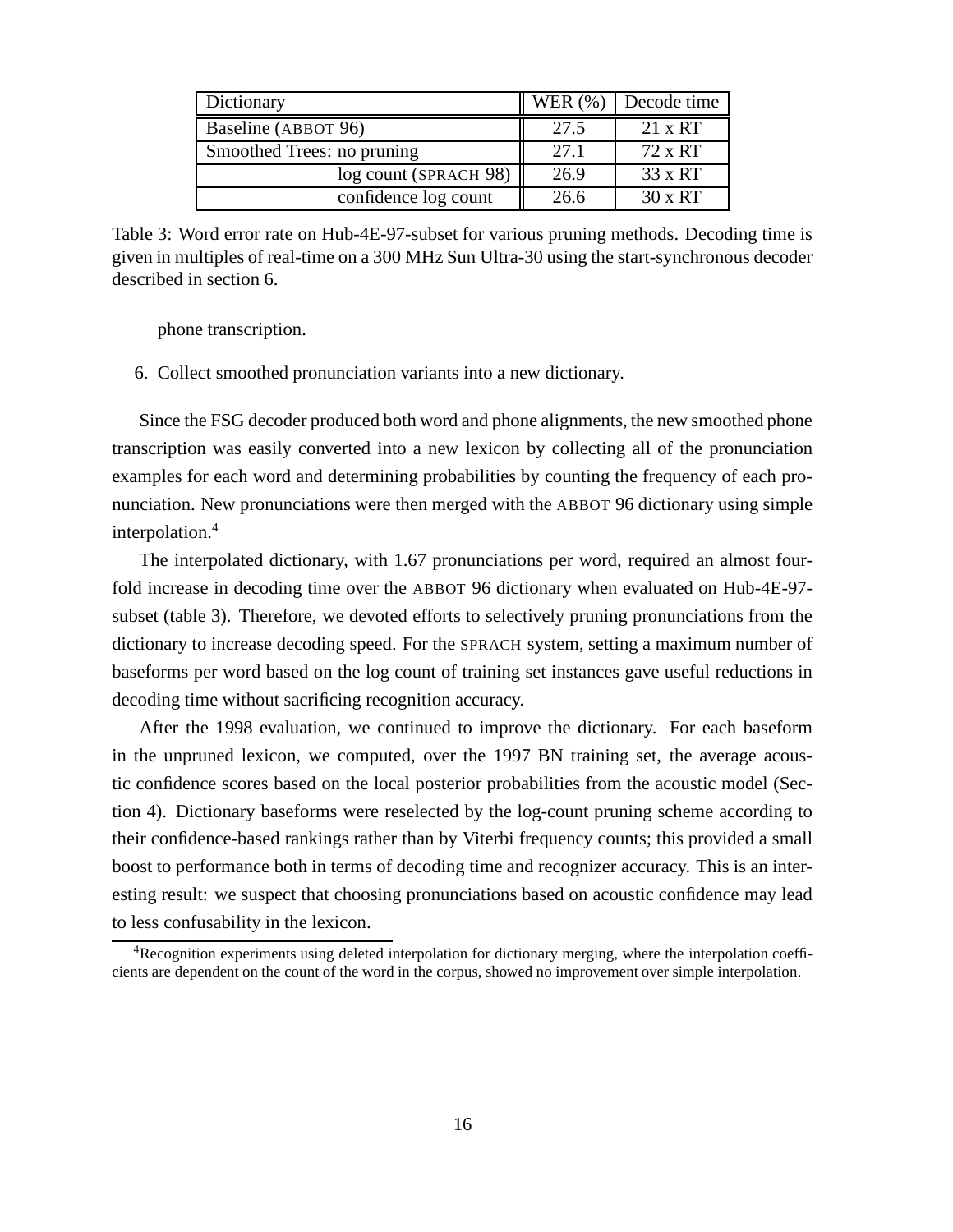| Dictionary | WER (%) | Decode time |
| --- | --- | --- |
| Baseline (ABBOT 96) | 27.5 | 21 x RT |
| Smoothed Trees: no pruning | 27.1 | 72 x RT |
| log count (SPRACH 98) | 26.9 | 33 x RT |
| confidence log count | 26.6 | 30 x RT |

Table 3: Word error rate on Hub-4E-97-subset for various pruning methods. Decoding time is given in multiples of real-time on a 300 MHz Sun Ultra-30 using the start-synchronous decoder described in section 6.

phone transcription.

6. Collect smoothed pronunciation variants into a new dictionary.

Since the FSG decoder produced both word and phone alignments, the new smoothed phone transcription was easily converted into a new lexicon by collecting all of the pronunciation examples for each word and determining probabilities by counting the frequency of each pronunciation. New pronunciations were then merged with the ABBOT 96 dictionary using simple interpolation.[4]

The interpolated dictionary, with 1.67 pronunciations per word, required an almost fourfold increase in decoding time over the ABBOT 96 dictionary when evaluated on Hub-4E-97-subset (table 3). Therefore, we devoted efforts to selectively pruning pronunciations from the dictionary to increase decoding speed. For the SPRACH system, setting a maximum number of baseforms per word based on the log count of training set instances gave useful reductions in decoding time without sacrificing recognition accuracy.

After the 1998 evaluation, we continued to improve the dictionary. For each baseform in the unpruned lexicon, we computed, over the 1997 BN training set, the average acoustic confidence scores based on the local posterior probabilities from the acoustic model (Section 4). Dictionary baseforms were reselected by the log-count pruning scheme according to their confidence-based rankings rather than by Viterbi frequency counts; this provided a small boost to performance both in terms of decoding time and recognizer accuracy. This is an interesting result: we suspect that choosing pronunciations based on acoustic confidence may lead to less confusability in the lexicon.

[4] Recognition experiments using deleted interpolation for dictionary merging, where the interpolation coefficients are dependent on the count of the word in the corpus, showed no improvement over simple interpolation.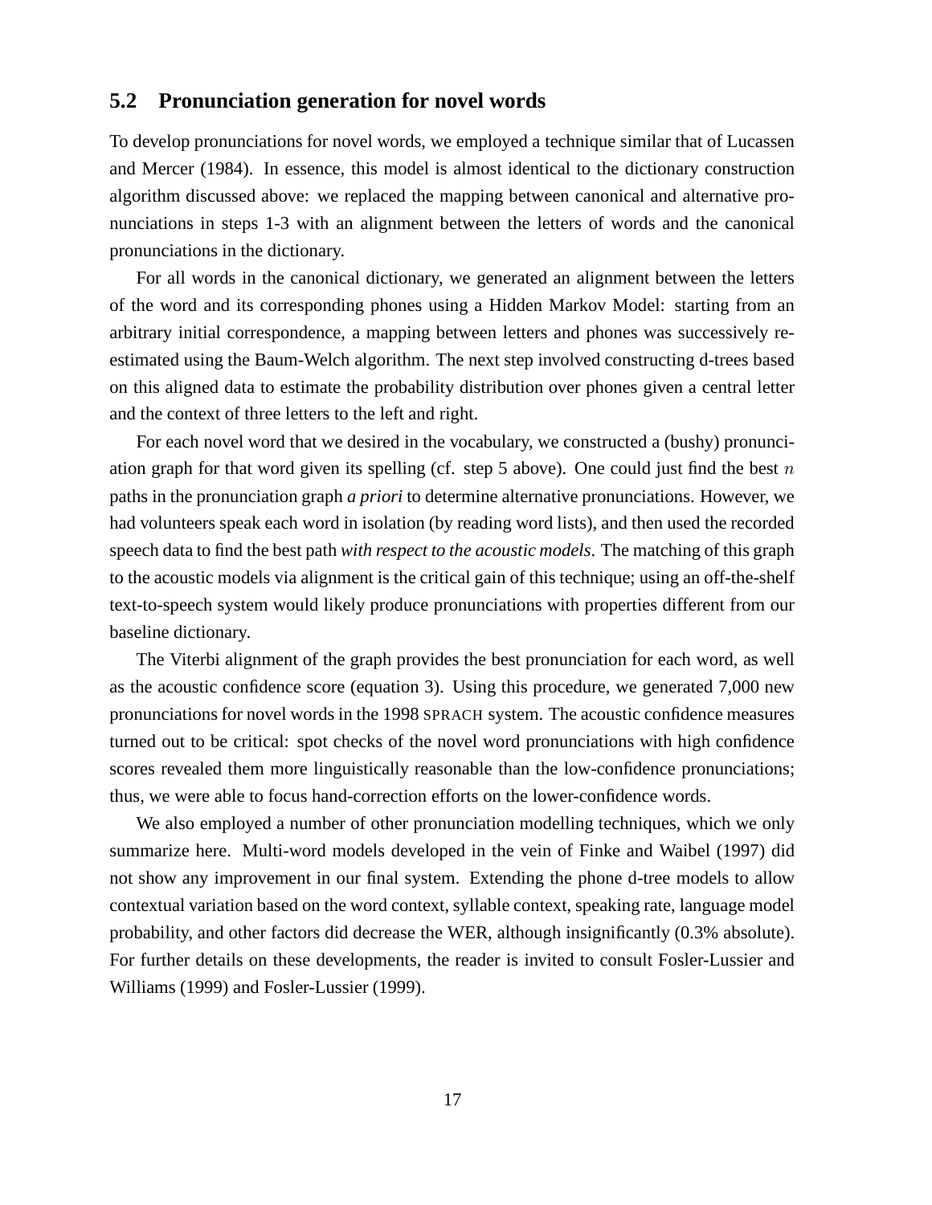## 5.2 Pronunciation generation for novel words

To develop pronunciations for novel words, we employed a technique similar that of Lucassen and Mercer (1984). In essence, this model is almost identical to the dictionary construction algorithm discussed above: we replaced the mapping between canonical and alternative pronunciations in steps 1-3 with an alignment between the letters of words and the canonical pronunciations in the dictionary.

For all words in the canonical dictionary, we generated an alignment between the letters of the word and its corresponding phones using a Hidden Markov Model: starting from an arbitrary initial correspondence, a mapping between letters and phones was successively re-estimated using the Baum-Welch algorithm. The next step involved constructing d-trees based on this aligned data to estimate the probability distribution over phones given a central letter and the context of three letters to the left and right.

For each novel word that we desired in the vocabulary, we constructed a (bushy) pronunciation graph for that word given its spelling (cf. step 5 above). One could just find the best $n$ paths in the pronunciation graph *a priori* to determine alternative pronunciations. However, we had volunteers speak each word in isolation (by reading word lists), and then used the recorded speech data to find the best path *with respect to the acoustic models*. The matching of this graph to the acoustic models via alignment is the critical gain of this technique; using an off-the-shelf text-to-speech system would likely produce pronunciations with properties different from our baseline dictionary.

The Viterbi alignment of the graph provides the best pronunciation for each word, as well as the acoustic confidence score (equation 3). Using this procedure, we generated 7,000 new pronunciations for novel words in the 1998 SPRACH system. The acoustic confidence measures turned out to be critical: spot checks of the novel word pronunciations with high confidence scores revealed them more linguistically reasonable than the low-confidence pronunciations; thus, we were able to focus hand-correction efforts on the lower-confidence words.

We also employed a number of other pronunciation modelling techniques, which we only summarize here. Multi-word models developed in the vein of Finke and Waibel (1997) did not show any improvement in our final system. Extending the phone d-tree models to allow contextual variation based on the word context, syllable context, speaking rate, language model probability, and other factors did decrease the WER, although insignificantly (0.3% absolute). For further details on these developments, the reader is invited to consult Fosler-Lussier and Williams (1999) and Fosler-Lussier (1999).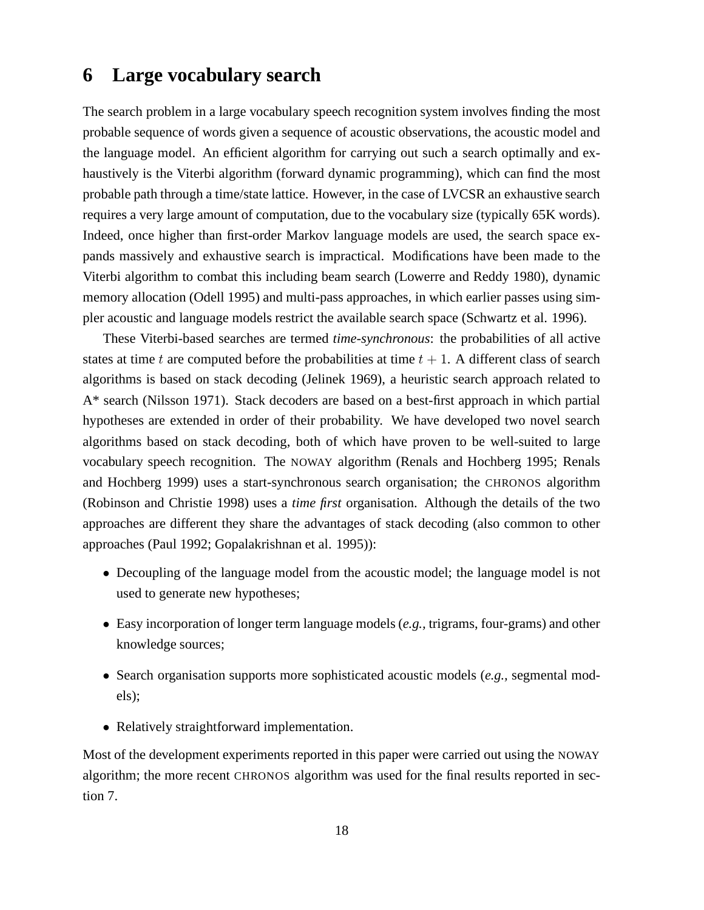# 6 Large vocabulary search

The search problem in a large vocabulary speech recognition system involves finding the most probable sequence of words given a sequence of acoustic observations, the acoustic model and the language model. An efficient algorithm for carrying out such a search optimally and exhaustively is the Viterbi algorithm (forward dynamic programming), which can find the most probable path through a time/state lattice. However, in the case of LVCSR an exhaustive search requires a very large amount of computation, due to the vocabulary size (typically 65K words). Indeed, once higher than first-order Markov language models are used, the search space expands massively and exhaustive search is impractical. Modifications have been made to the Viterbi algorithm to combat this including beam search (Lowerre and Reddy 1980), dynamic memory allocation (Odell 1995) and multi-pass approaches, in which earlier passes using simpler acoustic and language models restrict the available search space (Schwartz et al. 1996).

These Viterbi-based searches are termed *time-synchronous*: the probabilities of all active states at time $t$ are computed before the probabilities at time $t + 1$. A different class of search algorithms is based on stack decoding (Jelinek 1969), a heuristic search approach related to A* search (Nilsson 1971). Stack decoders are based on a best-first approach in which partial hypotheses are extended in order of their probability. We have developed two novel search algorithms based on stack decoding, both of which have proven to be well-suited to large vocabulary speech recognition. The NOWAY algorithm (Renals and Hochberg 1995; Renals and Hochberg 1999) uses a start-synchronous search organisation; the CHRONOS algorithm (Robinson and Christie 1998) uses a *time first* organisation. Although the details of the two approaches are different they share the advantages of stack decoding (also common to other approaches (Paul 1992; Gopalakrishnan et al. 1995)):

- Decoupling of the language model from the acoustic model; the language model is not used to generate new hypotheses;
- Easy incorporation of longer term language models (*e.g.,* trigrams, four-grams) and other knowledge sources;
- Search organisation supports more sophisticated acoustic models (*e.g.,* segmental models);
- Relatively straightforward implementation.

Most of the development experiments reported in this paper were carried out using the NOWAY algorithm; the more recent CHRONOS algorithm was used for the final results reported in section 7.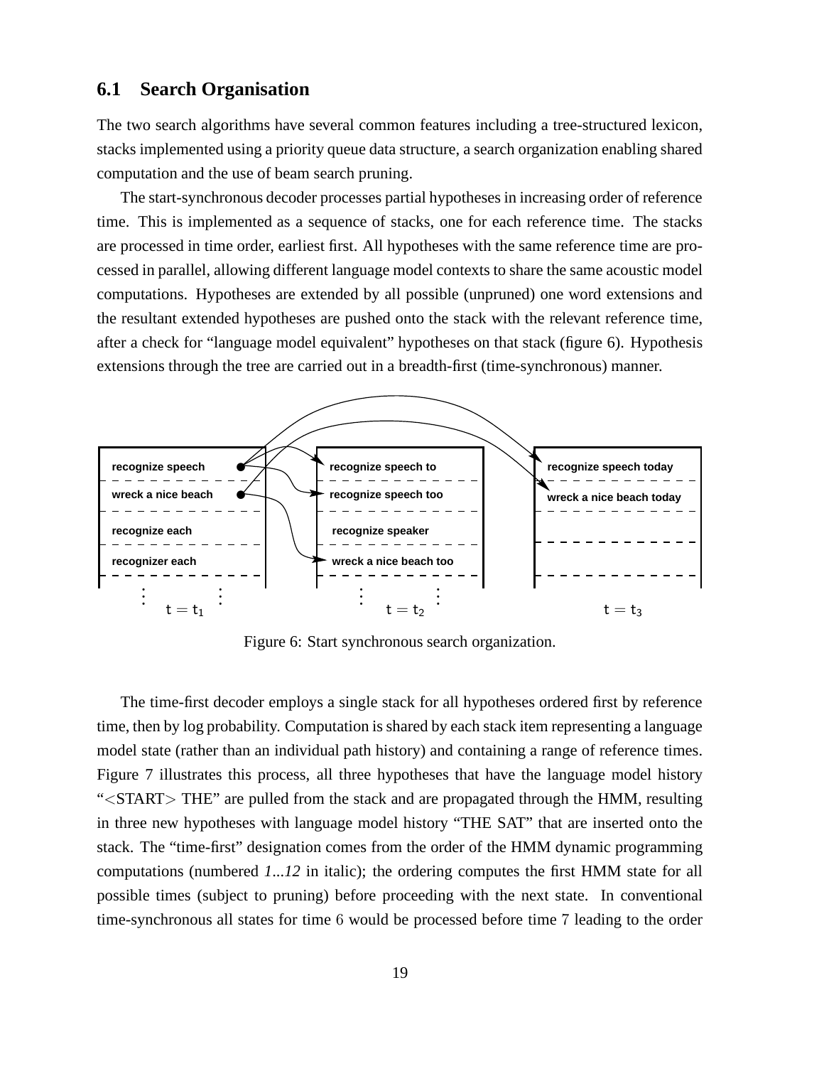## 6.1 Search Organisation

The two search algorithms have several common features including a tree-structured lexicon, stacks implemented using a priority queue data structure, a search organization enabling shared computation and the use of beam search pruning.

The start-synchronous decoder processes partial hypotheses in increasing order of reference time. This is implemented as a sequence of stacks, one for each reference time. The stacks are processed in time order, earliest first. All hypotheses with the same reference time are processed in parallel, allowing different language model contexts to share the same acoustic model computations. Hypotheses are extended by all possible (unpruned) one word extensions and the resultant extended hypotheses are pushed onto the stack with the relevant reference time, after a check for "language model equivalent" hypotheses on that stack (figure 6). Hypothesis extensions through the tree are carried out in a breadth-first (time-synchronous) manner.

| $t = t_1$ | $t = t_2$ | $t = t_3$ |
|---|---|---|
| recognize speech | recognize speech to | recognize speech today |
| wreck a nice beach | recognize speech too | wreck a nice beach today |
| recognize each | recognize speaker | |
| recognizer each | wreck a nice beach too | |
| ⋮ | ⋮ | |

Figure 6: Start synchronous search organization.

The time-first decoder employs a single stack for all hypotheses ordered first by reference time, then by log probability. Computation is shared by each stack item representing a language model state (rather than an individual path history) and containing a range of reference times. Figure 7 illustrates this process, all three hypotheses that have the language model history "<START> THE" are pulled from the stack and are propagated through the HMM, resulting in three new hypotheses with language model history "THE SAT" that are inserted onto the stack. The "time-first" designation comes from the order of the HMM dynamic programming computations (numbered *1...12* in italic); the ordering computes the first HMM state for all possible times (subject to pruning) before proceeding with the next state. In conventional time-synchronous all states for time 6 would be processed before time 7 leading to the order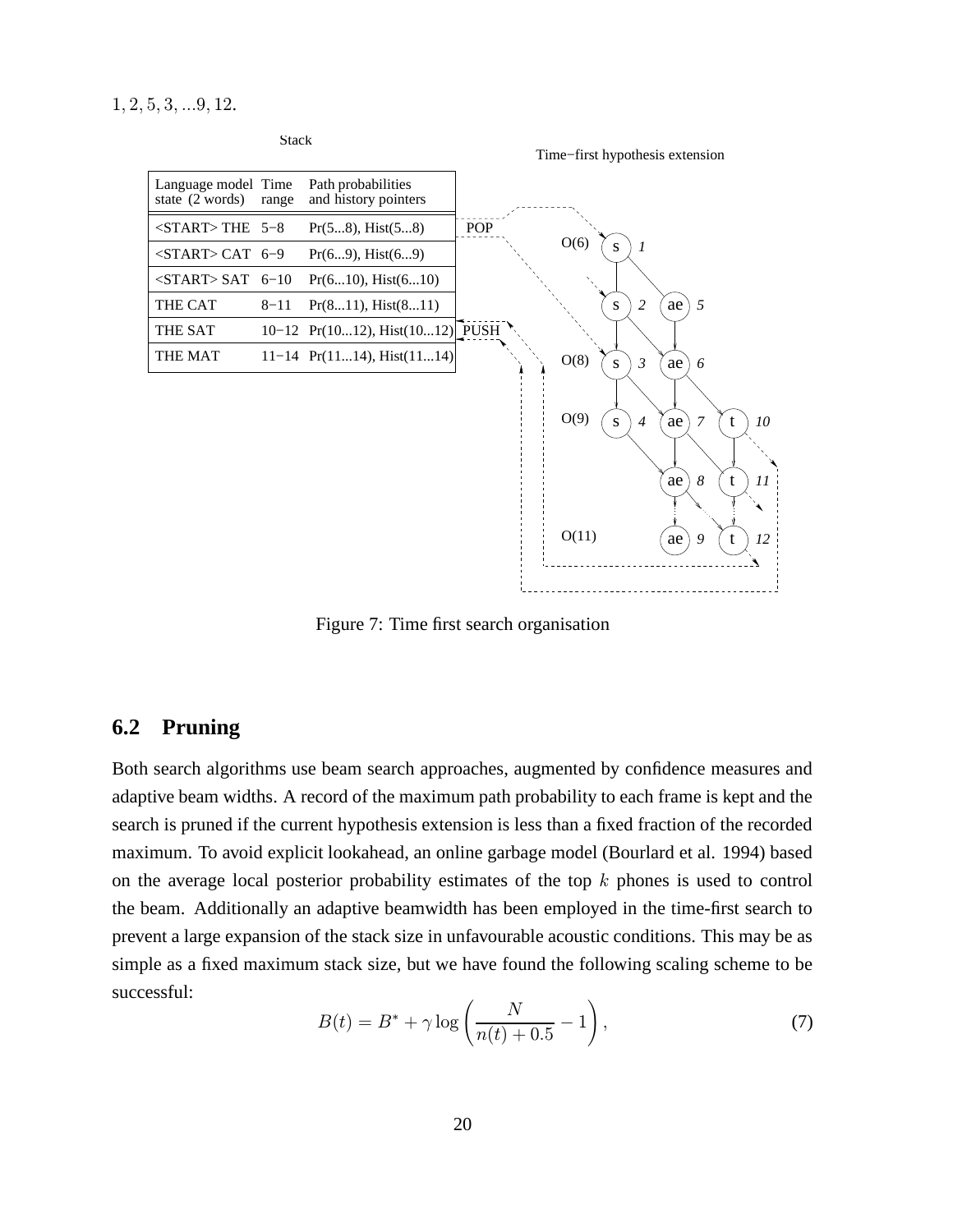$1, 2, 5, 3, ...9, 12$.

Stack

Time−first hypothesis extension

| Language model state (2 words) | Time range | Path probabilities and history pointers |
|---|---|---|
| <START> THE | 5−8 | Pr(5...8), Hist(5...8) |
| <START> CAT | 6−9 | Pr(6...9), Hist(6...9) |
| <START> SAT | 6−10 | Pr(6...10), Hist(6...10) |
| THE CAT | 8−11 | Pr(8...11), Hist(8...11) |
| THE SAT | 10−12 | Pr(10...12), Hist(10...12) |
| THE MAT | 11−14 | Pr(11...14), Hist(11...14) |

Figure 7: Time first search organisation

## 6.2 Pruning

Both search algorithms use beam search approaches, augmented by confidence measures and adaptive beam widths. A record of the maximum path probability to each frame is kept and the search is pruned if the current hypothesis extension is less than a fixed fraction of the recorded maximum. To avoid explicit lookahead, an online garbage model (Bourlard et al. 1994) based on the average local posterior probability estimates of the top $k$ phones is used to control the beam. Additionally an adaptive beamwidth has been employed in the time-first search to prevent a large expansion of the stack size in unfavourable acoustic conditions. This may be as simple as a fixed maximum stack size, but we have found the following scaling scheme to be successful:

$$B(t) = B^{*} + \gamma \log \left( \frac{N}{n(t) + 0.5} - 1 \right), \tag{7}$$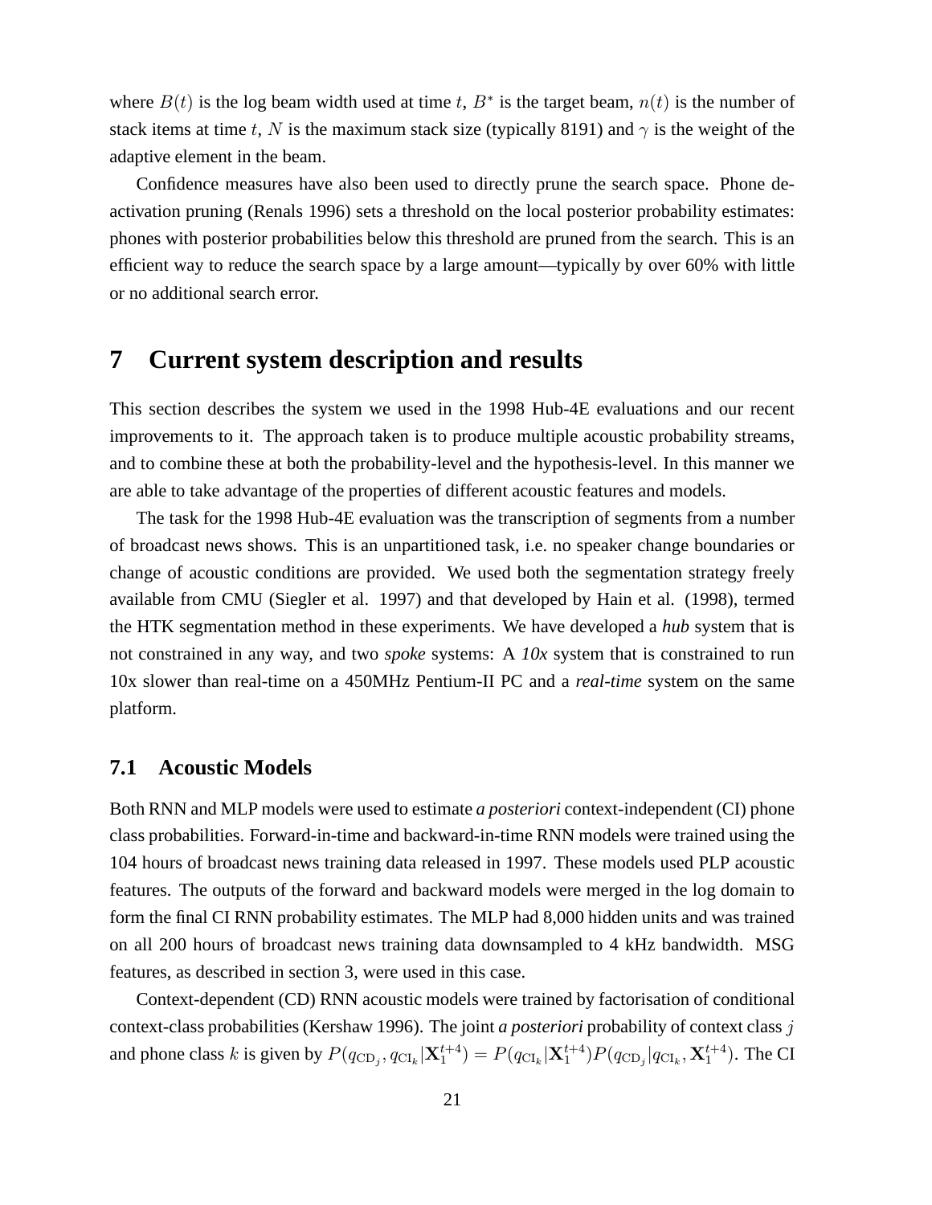where $B(t)$ is the log beam width used at time $t$, $B^*$ is the target beam, $n(t)$ is the number of stack items at time $t$, $N$ is the maximum stack size (typically 8191) and $\gamma$ is the weight of the adaptive element in the beam.

Confidence measures have also been used to directly prune the search space. Phone deactivation pruning (Renals 1996) sets a threshold on the local posterior probability estimates: phones with posterior probabilities below this threshold are pruned from the search. This is an efficient way to reduce the search space by a large amount—typically by over 60% with little or no additional search error.

# 7 Current system description and results

This section describes the system we used in the 1998 Hub-4E evaluations and our recent improvements to it. The approach taken is to produce multiple acoustic probability streams, and to combine these at both the probability-level and the hypothesis-level. In this manner we are able to take advantage of the properties of different acoustic features and models.

The task for the 1998 Hub-4E evaluation was the transcription of segments from a number of broadcast news shows. This is an unpartitioned task, i.e. no speaker change boundaries or change of acoustic conditions are provided. We used both the segmentation strategy freely available from CMU (Siegler et al. 1997) and that developed by Hain et al. (1998), termed the HTK segmentation method in these experiments. We have developed a *hub* system that is not constrained in any way, and two *spoke* systems: A *10x* system that is constrained to run 10x slower than real-time on a 450MHz Pentium-II PC and a *real-time* system on the same platform.

## 7.1 Acoustic Models

Both RNN and MLP models were used to estimate *a posteriori* context-independent (CI) phone class probabilities. Forward-in-time and backward-in-time RNN models were trained using the 104 hours of broadcast news training data released in 1997. These models used PLP acoustic features. The outputs of the forward and backward models were merged in the log domain to form the final CI RNN probability estimates. The MLP had 8,000 hidden units and was trained on all 200 hours of broadcast news training data downsampled to 4 kHz bandwidth. MSG features, as described in section 3, were used in this case.

Context-dependent (CD) RNN acoustic models were trained by factorisation of conditional context-class probabilities (Kershaw 1996). The joint *a posteriori* probability of context class $j$ and phone class $k$ is given by $P(q_{\mathrm{CD}_j}, q_{\mathrm{CI}_k} | \mathbf{X}_1^{t+4}) = P(q_{\mathrm{CI}_k} | \mathbf{X}_1^{t+4}) P(q_{\mathrm{CD}_j} | q_{\mathrm{CI}_k}, \mathbf{X}_1^{t+4})$. The CI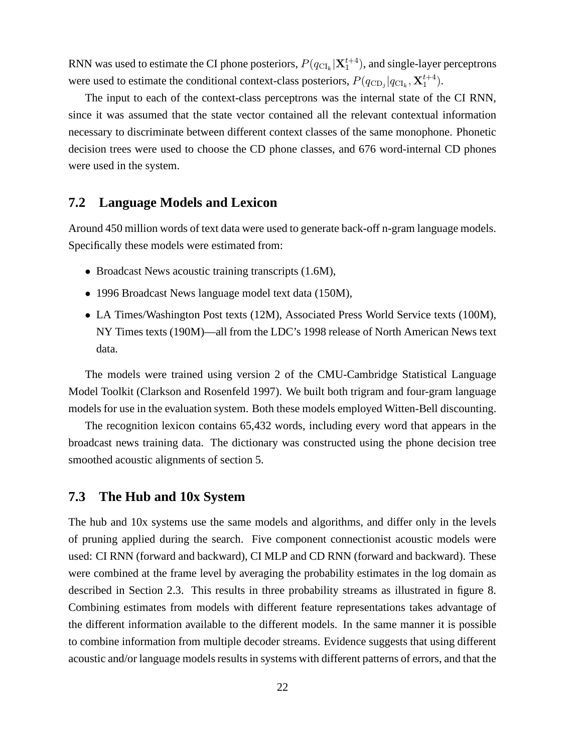RNN was used to estimate the CI phone posteriors, $P(q_{\mathrm{CI}_k}|\mathbf{X}_1^{t+4})$, and single-layer perceptrons were used to estimate the conditional context-class posteriors, $P(q_{\mathrm{CD}_j}|q_{\mathrm{CI}_k}, \mathbf{X}_1^{t+4})$.

The input to each of the context-class perceptrons was the internal state of the CI RNN, since it was assumed that the state vector contained all the relevant contextual information necessary to discriminate between different context classes of the same monophone. Phonetic decision trees were used to choose the CD phone classes, and 676 word-internal CD phones were used in the system.

## 7.2 Language Models and Lexicon

Around 450 million words of text data were used to generate back-off n-gram language models. Specifically these models were estimated from:

- Broadcast News acoustic training transcripts (1.6M),
- 1996 Broadcast News language model text data (150M),
- LA Times/Washington Post texts (12M), Associated Press World Service texts (100M), NY Times texts (190M)—all from the LDC's 1998 release of North American News text data.

The models were trained using version 2 of the CMU-Cambridge Statistical Language Model Toolkit (Clarkson and Rosenfeld 1997). We built both trigram and four-gram language models for use in the evaluation system. Both these models employed Witten-Bell discounting.

The recognition lexicon contains 65,432 words, including every word that appears in the broadcast news training data. The dictionary was constructed using the phone decision tree smoothed acoustic alignments of section 5.

## 7.3 The Hub and 10x System

The hub and 10x systems use the same models and algorithms, and differ only in the levels of pruning applied during the search. Five component connectionist acoustic models were used: CI RNN (forward and backward), CI MLP and CD RNN (forward and backward). These were combined at the frame level by averaging the probability estimates in the log domain as described in Section 2.3. This results in three probability streams as illustrated in figure 8. Combining estimates from models with different feature representations takes advantage of the different information available to the different models. In the same manner it is possible to combine information from multiple decoder streams. Evidence suggests that using different acoustic and/or language models results in systems with different patterns of errors, and that the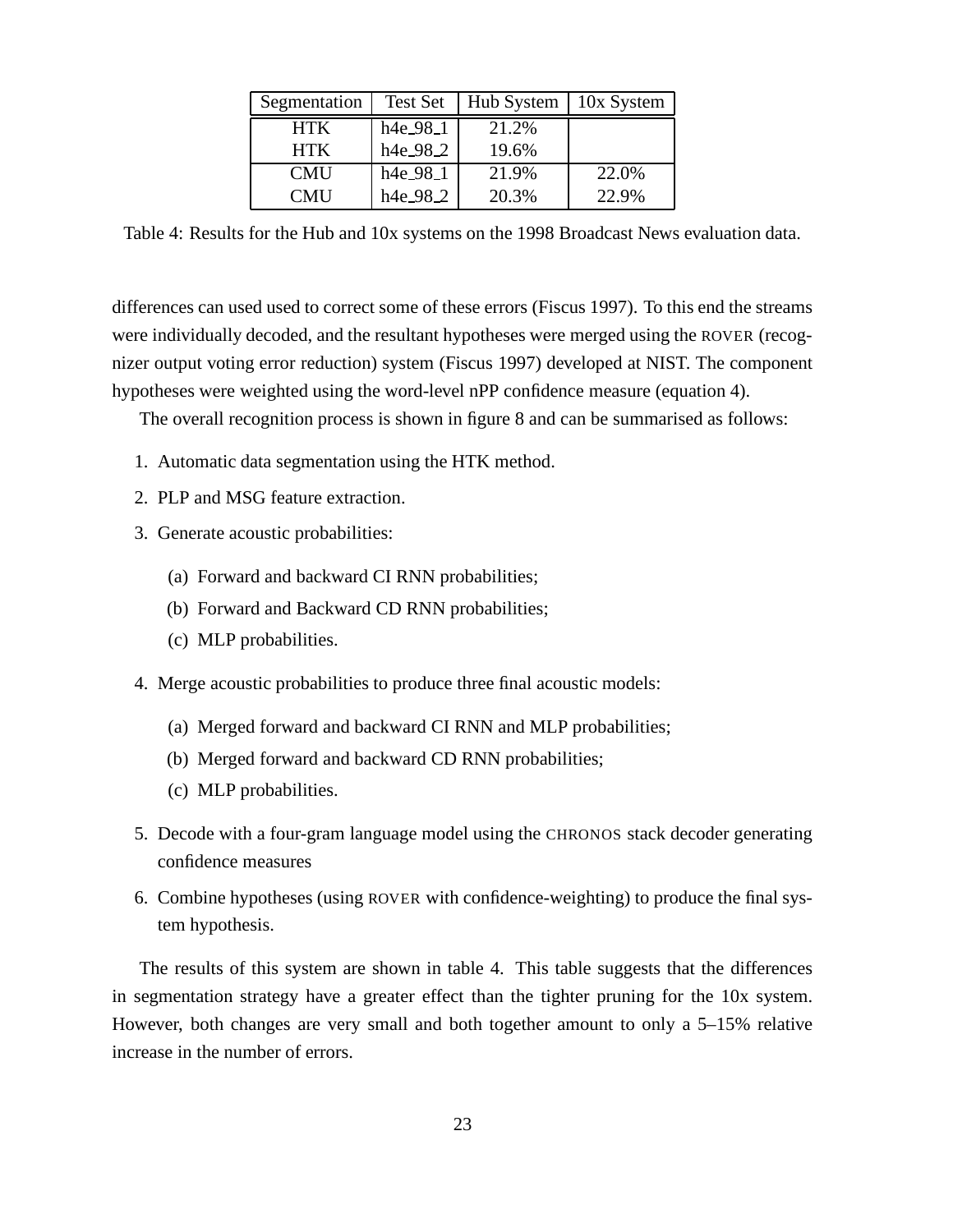| Segmentation | Test Set | Hub System | 10x System |
|---|---|---|---|
| HTK | h4e_98_1 | 21.2% | |
| HTK | h4e_98_2 | 19.6% | |
| CMU | h4e_98_1 | 21.9% | 22.0% |
| CMU | h4e_98_2 | 20.3% | 22.9% |

Table 4: Results for the Hub and 10x systems on the 1998 Broadcast News evaluation data.

differences can used used to correct some of these errors (Fiscus 1997). To this end the streams were individually decoded, and the resultant hypotheses were merged using the ROVER (recognizer output voting error reduction) system (Fiscus 1997) developed at NIST. The component hypotheses were weighted using the word-level nPP confidence measure (equation 4).

The overall recognition process is shown in figure 8 and can be summarised as follows:

1. Automatic data segmentation using the HTK method.
2. PLP and MSG feature extraction.
3. Generate acoustic probabilities:
   (a) Forward and backward CI RNN probabilities;
   (b) Forward and Backward CD RNN probabilities;
   (c) MLP probabilities.
4. Merge acoustic probabilities to produce three final acoustic models:
   (a) Merged forward and backward CI RNN and MLP probabilities;
   (b) Merged forward and backward CD RNN probabilities;
   (c) MLP probabilities.
5. Decode with a four-gram language model using the CHRONOS stack decoder generating confidence measures
6. Combine hypotheses (using ROVER with confidence-weighting) to produce the final system hypothesis.

The results of this system are shown in table 4. This table suggests that the differences in segmentation strategy have a greater effect than the tighter pruning for the 10x system. However, both changes are very small and both together amount to only a 5–15% relative increase in the number of errors.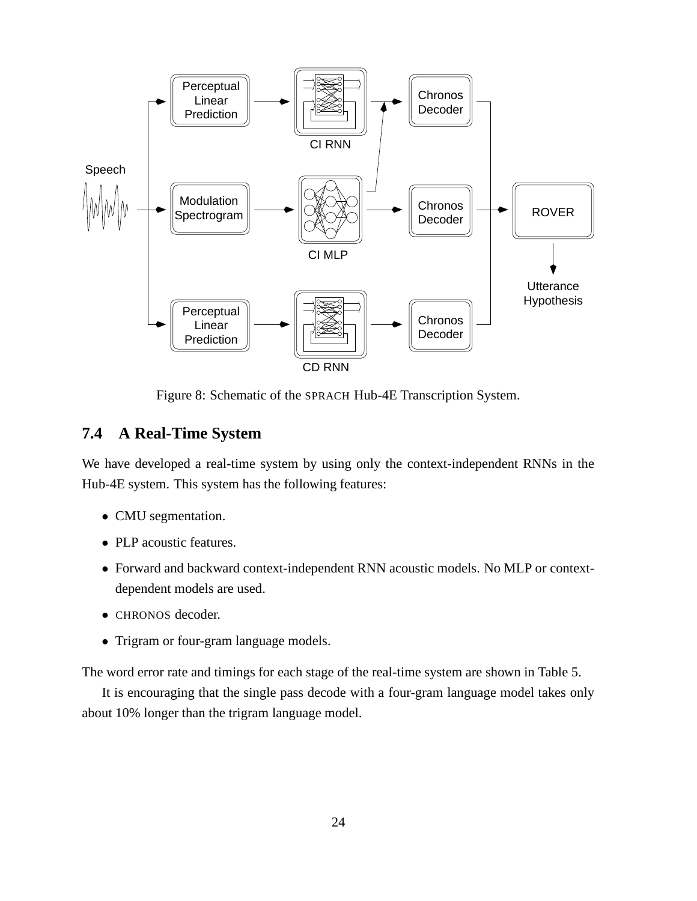Figure 8: Schematic of the SPRACH Hub-4E Transcription System.

### 7.4 A Real-Time System

We have developed a real-time system by using only the context-independent RNNs in the Hub-4E system. This system has the following features:

- CMU segmentation.
- PLP acoustic features.
- Forward and backward context-independent RNN acoustic models. No MLP or context-dependent models are used.
- CHRONOS decoder.
- Trigram or four-gram language models.

The word error rate and timings for each stage of the real-time system are shown in Table 5.

It is encouraging that the single pass decode with a four-gram language model takes only about 10% longer than the trigram language model.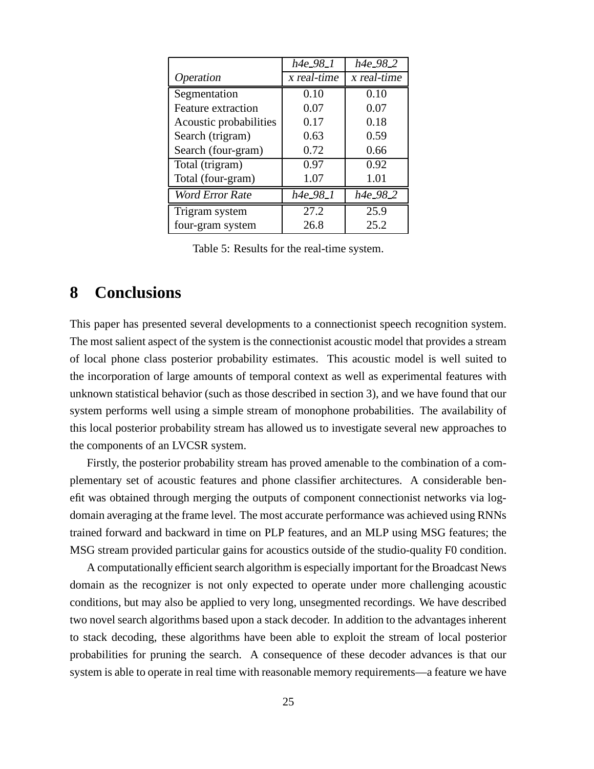| | *h4e_98_1* | *h4e_98_2* |
|---|---|---|
| *Operation* | *x real-time* | *x real-time* |
| Segmentation | 0.10 | 0.10 |
| Feature extraction | 0.07 | 0.07 |
| Acoustic probabilities | 0.17 | 0.18 |
| Search (trigram) | 0.63 | 0.59 |
| Search (four-gram) | 0.72 | 0.66 |
| Total (trigram) | 0.97 | 0.92 |
| Total (four-gram) | 1.07 | 1.01 |
| *Word Error Rate* | *h4e_98_1* | *h4e_98_2* |
| Trigram system | 27.2 | 25.9 |
| four-gram system | 26.8 | 25.2 |

Table 5: Results for the real-time system.

# 8 Conclusions

This paper has presented several developments to a connectionist speech recognition system. The most salient aspect of the system is the connectionist acoustic model that provides a stream of local phone class posterior probability estimates. This acoustic model is well suited to the incorporation of large amounts of temporal context as well as experimental features with unknown statistical behavior (such as those described in section 3), and we have found that our system performs well using a simple stream of monophone probabilities. The availability of this local posterior probability stream has allowed us to investigate several new approaches to the components of an LVCSR system.

Firstly, the posterior probability stream has proved amenable to the combination of a complementary set of acoustic features and phone classifier architectures. A considerable benefit was obtained through merging the outputs of component connectionist networks via log-domain averaging at the frame level. The most accurate performance was achieved using RNNs trained forward and backward in time on PLP features, and an MLP using MSG features; the MSG stream provided particular gains for acoustics outside of the studio-quality F0 condition.

A computationally efficient search algorithm is especially important for the Broadcast News domain as the recognizer is not only expected to operate under more challenging acoustic conditions, but may also be applied to very long, unsegmented recordings. We have described two novel search algorithms based upon a stack decoder. In addition to the advantages inherent to stack decoding, these algorithms have been able to exploit the stream of local posterior probabilities for pruning the search. A consequence of these decoder advances is that our system is able to operate in real time with reasonable memory requirements—a feature we have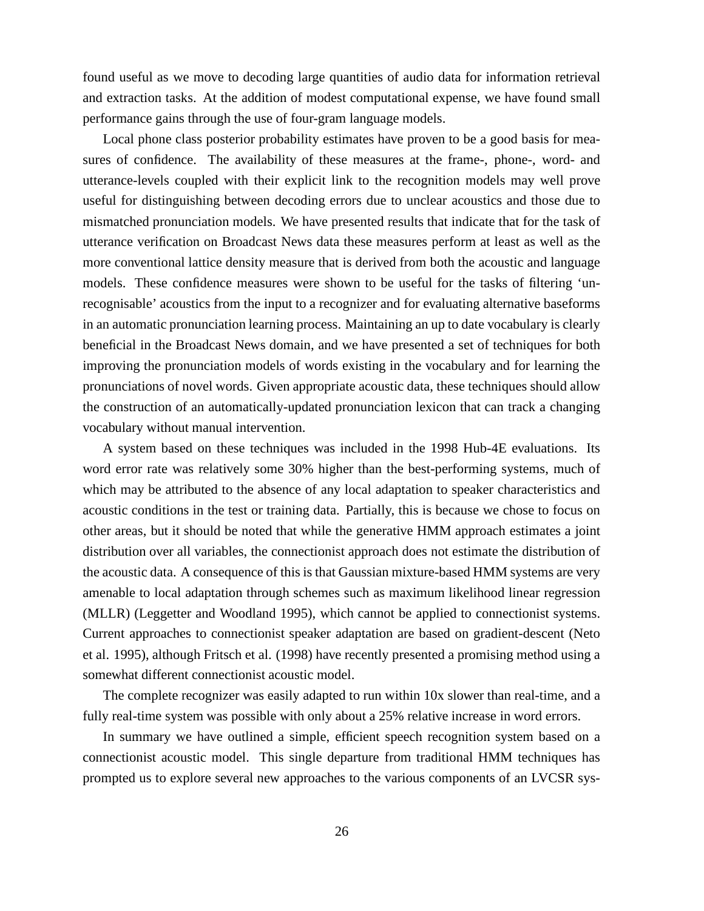found useful as we move to decoding large quantities of audio data for information retrieval and extraction tasks. At the addition of modest computational expense, we have found small performance gains through the use of four-gram language models.

Local phone class posterior probability estimates have proven to be a good basis for measures of confidence. The availability of these measures at the frame-, phone-, word- and utterance-levels coupled with their explicit link to the recognition models may well prove useful for distinguishing between decoding errors due to unclear acoustics and those due to mismatched pronunciation models. We have presented results that indicate that for the task of utterance verification on Broadcast News data these measures perform at least as well as the more conventional lattice density measure that is derived from both the acoustic and language models. These confidence measures were shown to be useful for the tasks of filtering 'unrecognisable' acoustics from the input to a recognizer and for evaluating alternative baseforms in an automatic pronunciation learning process. Maintaining an up to date vocabulary is clearly beneficial in the Broadcast News domain, and we have presented a set of techniques for both improving the pronunciation models of words existing in the vocabulary and for learning the pronunciations of novel words. Given appropriate acoustic data, these techniques should allow the construction of an automatically-updated pronunciation lexicon that can track a changing vocabulary without manual intervention.

A system based on these techniques was included in the 1998 Hub-4E evaluations. Its word error rate was relatively some 30% higher than the best-performing systems, much of which may be attributed to the absence of any local adaptation to speaker characteristics and acoustic conditions in the test or training data. Partially, this is because we chose to focus on other areas, but it should be noted that while the generative HMM approach estimates a joint distribution over all variables, the connectionist approach does not estimate the distribution of the acoustic data. A consequence of this is that Gaussian mixture-based HMM systems are very amenable to local adaptation through schemes such as maximum likelihood linear regression (MLLR) (Leggetter and Woodland 1995), which cannot be applied to connectionist systems. Current approaches to connectionist speaker adaptation are based on gradient-descent (Neto et al. 1995), although Fritsch et al. (1998) have recently presented a promising method using a somewhat different connectionist acoustic model.

The complete recognizer was easily adapted to run within 10x slower than real-time, and a fully real-time system was possible with only about a 25% relative increase in word errors.

In summary we have outlined a simple, efficient speech recognition system based on a connectionist acoustic model. This single departure from traditional HMM techniques has prompted us to explore several new approaches to the various components of an LVCSR sys-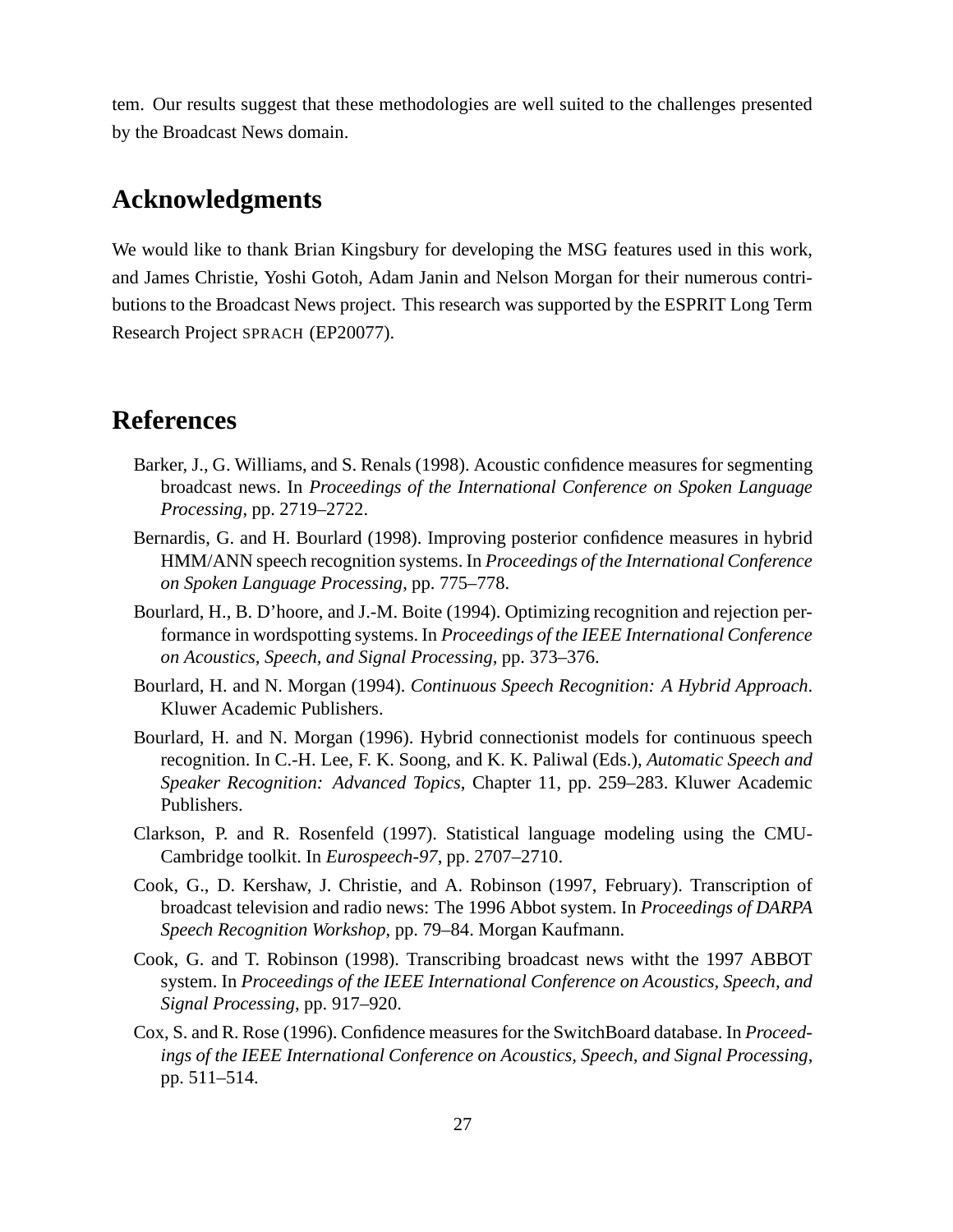tem. Our results suggest that these methodologies are well suited to the challenges presented by the Broadcast News domain.

## Acknowledgments

We would like to thank Brian Kingsbury for developing the MSG features used in this work, and James Christie, Yoshi Gotoh, Adam Janin and Nelson Morgan for their numerous contributions to the Broadcast News project. This research was supported by the ESPRIT Long Term Research Project SPRACH (EP20077).

## References

Barker, J., G. Williams, and S. Renals (1998). Acoustic confidence measures for segmenting broadcast news. In *Proceedings of the International Conference on Spoken Language Processing*, pp. 2719–2722.

Bernardis, G. and H. Bourlard (1998). Improving posterior confidence measures in hybrid HMM/ANN speech recognition systems. In *Proceedings of the International Conference on Spoken Language Processing*, pp. 775–778.

Bourlard, H., B. D'hoore, and J.-M. Boite (1994). Optimizing recognition and rejection performance in wordspotting systems. In *Proceedings of the IEEE International Conference on Acoustics, Speech, and Signal Processing*, pp. 373–376.

Bourlard, H. and N. Morgan (1994). *Continuous Speech Recognition: A Hybrid Approach*. Kluwer Academic Publishers.

Bourlard, H. and N. Morgan (1996). Hybrid connectionist models for continuous speech recognition. In C.-H. Lee, F. K. Soong, and K. K. Paliwal (Eds.), *Automatic Speech and Speaker Recognition: Advanced Topics*, Chapter 11, pp. 259–283. Kluwer Academic Publishers.

Clarkson, P. and R. Rosenfeld (1997). Statistical language modeling using the CMU-Cambridge toolkit. In *Eurospeech-97*, pp. 2707–2710.

Cook, G., D. Kershaw, J. Christie, and A. Robinson (1997, February). Transcription of broadcast television and radio news: The 1996 Abbot system. In *Proceedings of DARPA Speech Recognition Workshop*, pp. 79–84. Morgan Kaufmann.

Cook, G. and T. Robinson (1998). Transcribing broadcast news witht the 1997 ABBOT system. In *Proceedings of the IEEE International Conference on Acoustics, Speech, and Signal Processing*, pp. 917–920.

Cox, S. and R. Rose (1996). Confidence measures for the SwitchBoard database. In *Proceedings of the IEEE International Conference on Acoustics, Speech, and Signal Processing*, pp. 511–514.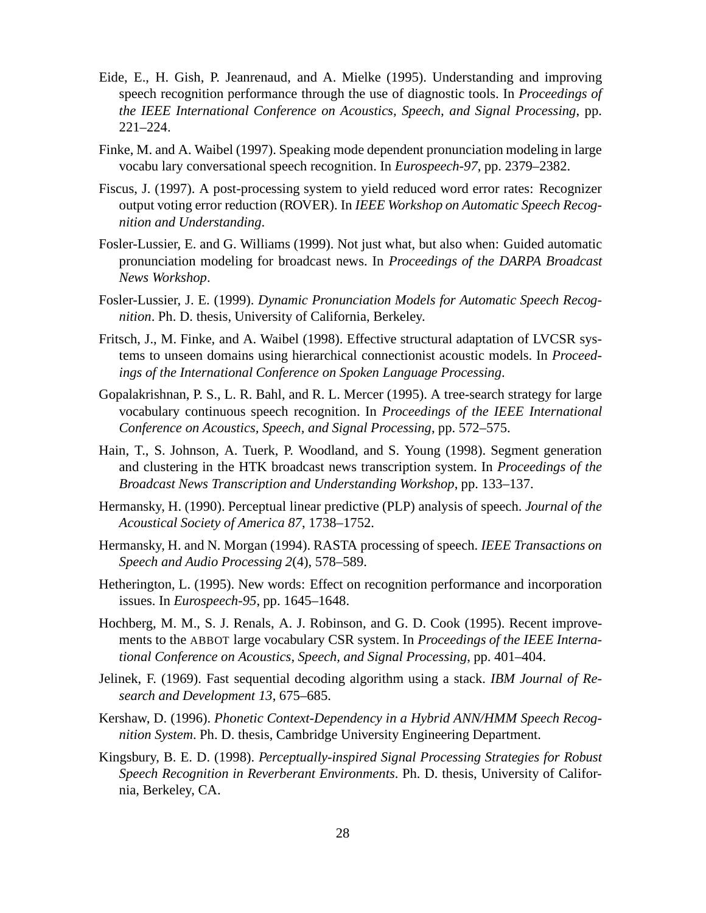Eide, E., H. Gish, P. Jeanrenaud, and A. Mielke (1995). Understanding and improving speech recognition performance through the use of diagnostic tools. In *Proceedings of the IEEE International Conference on Acoustics, Speech, and Signal Processing*, pp. 221–224.

Finke, M. and A. Waibel (1997). Speaking mode dependent pronunciation modeling in large vocabu lary conversational speech recognition. In *Eurospeech-97*, pp. 2379–2382.

Fiscus, J. (1997). A post-processing system to yield reduced word error rates: Recognizer output voting error reduction (ROVER). In *IEEE Workshop on Automatic Speech Recognition and Understanding*.

Fosler-Lussier, E. and G. Williams (1999). Not just what, but also when: Guided automatic pronunciation modeling for broadcast news. In *Proceedings of the DARPA Broadcast News Workshop*.

Fosler-Lussier, J. E. (1999). *Dynamic Pronunciation Models for Automatic Speech Recognition*. Ph. D. thesis, University of California, Berkeley.

Fritsch, J., M. Finke, and A. Waibel (1998). Effective structural adaptation of LVCSR systems to unseen domains using hierarchical connectionist acoustic models. In *Proceedings of the International Conference on Spoken Language Processing*.

Gopalakrishnan, P. S., L. R. Bahl, and R. L. Mercer (1995). A tree-search strategy for large vocabulary continuous speech recognition. In *Proceedings of the IEEE International Conference on Acoustics, Speech, and Signal Processing*, pp. 572–575.

Hain, T., S. Johnson, A. Tuerk, P. Woodland, and S. Young (1998). Segment generation and clustering in the HTK broadcast news transcription system. In *Proceedings of the Broadcast News Transcription and Understanding Workshop*, pp. 133–137.

Hermansky, H. (1990). Perceptual linear predictive (PLP) analysis of speech. *Journal of the Acoustical Society of America 87*, 1738–1752.

Hermansky, H. and N. Morgan (1994). RASTA processing of speech. *IEEE Transactions on Speech and Audio Processing 2*(4), 578–589.

Hetherington, L. (1995). New words: Effect on recognition performance and incorporation issues. In *Eurospeech-95*, pp. 1645–1648.

Hochberg, M. M., S. J. Renals, A. J. Robinson, and G. D. Cook (1995). Recent improvements to the ABBOT large vocabulary CSR system. In *Proceedings of the IEEE International Conference on Acoustics, Speech, and Signal Processing*, pp. 401–404.

Jelinek, F. (1969). Fast sequential decoding algorithm using a stack. *IBM Journal of Research and Development 13*, 675–685.

Kershaw, D. (1996). *Phonetic Context-Dependency in a Hybrid ANN/HMM Speech Recognition System*. Ph. D. thesis, Cambridge University Engineering Department.

Kingsbury, B. E. D. (1998). *Perceptually-inspired Signal Processing Strategies for Robust Speech Recognition in Reverberant Environments*. Ph. D. thesis, University of California, Berkeley, CA.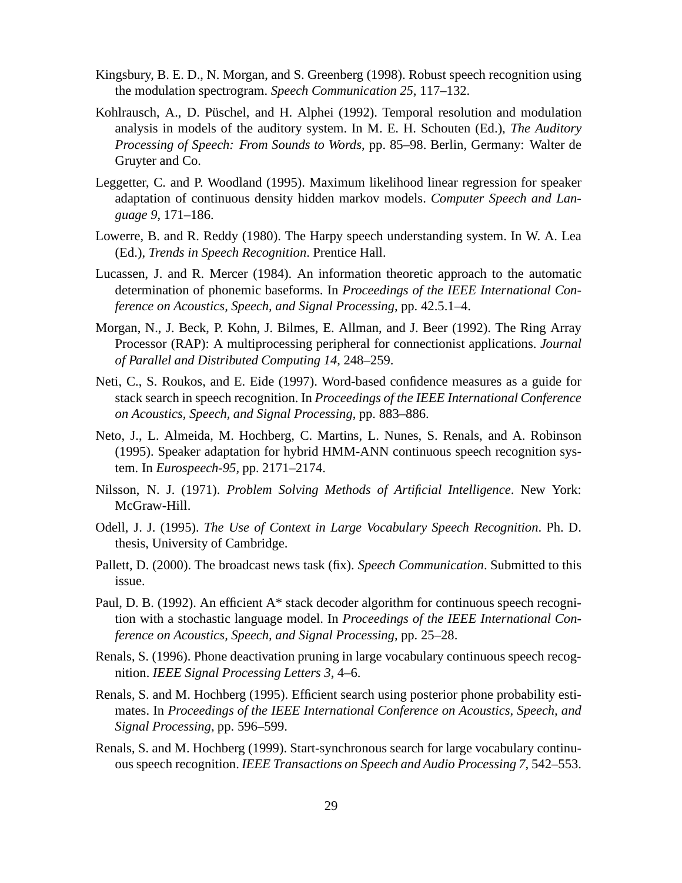Kingsbury, B. E. D., N. Morgan, and S. Greenberg (1998). Robust speech recognition using the modulation spectrogram. *Speech Communication 25*, 117–132.

Kohlrausch, A., D. Püschel, and H. Alphei (1992). Temporal resolution and modulation analysis in models of the auditory system. In M. E. H. Schouten (Ed.), *The Auditory Processing of Speech: From Sounds to Words*, pp. 85–98. Berlin, Germany: Walter de Gruyter and Co.

Leggetter, C. and P. Woodland (1995). Maximum likelihood linear regression for speaker adaptation of continuous density hidden markov models. *Computer Speech and Language 9*, 171–186.

Lowerre, B. and R. Reddy (1980). The Harpy speech understanding system. In W. A. Lea (Ed.), *Trends in Speech Recognition*. Prentice Hall.

Lucassen, J. and R. Mercer (1984). An information theoretic approach to the automatic determination of phonemic baseforms. In *Proceedings of the IEEE International Conference on Acoustics, Speech, and Signal Processing*, pp. 42.5.1–4.

Morgan, N., J. Beck, P. Kohn, J. Bilmes, E. Allman, and J. Beer (1992). The Ring Array Processor (RAP): A multiprocessing peripheral for connectionist applications. *Journal of Parallel and Distributed Computing 14*, 248–259.

Neti, C., S. Roukos, and E. Eide (1997). Word-based confidence measures as a guide for stack search in speech recognition. In *Proceedings of the IEEE International Conference on Acoustics, Speech, and Signal Processing*, pp. 883–886.

Neto, J., L. Almeida, M. Hochberg, C. Martins, L. Nunes, S. Renals, and A. Robinson (1995). Speaker adaptation for hybrid HMM-ANN continuous speech recognition system. In *Eurospeech-95*, pp. 2171–2174.

Nilsson, N. J. (1971). *Problem Solving Methods of Artificial Intelligence*. New York: McGraw-Hill.

Odell, J. J. (1995). *The Use of Context in Large Vocabulary Speech Recognition*. Ph. D. thesis, University of Cambridge.

Pallett, D. (2000). The broadcast news task (fix). *Speech Communication*. Submitted to this issue.

Paul, D. B. (1992). An efficient A* stack decoder algorithm for continuous speech recognition with a stochastic language model. In *Proceedings of the IEEE International Conference on Acoustics, Speech, and Signal Processing*, pp. 25–28.

Renals, S. (1996). Phone deactivation pruning in large vocabulary continuous speech recognition. *IEEE Signal Processing Letters 3*, 4–6.

Renals, S. and M. Hochberg (1995). Efficient search using posterior phone probability estimates. In *Proceedings of the IEEE International Conference on Acoustics, Speech, and Signal Processing*, pp. 596–599.

Renals, S. and M. Hochberg (1999). Start-synchronous search for large vocabulary continuous speech recognition. *IEEE Transactions on Speech and Audio Processing 7*, 542–553.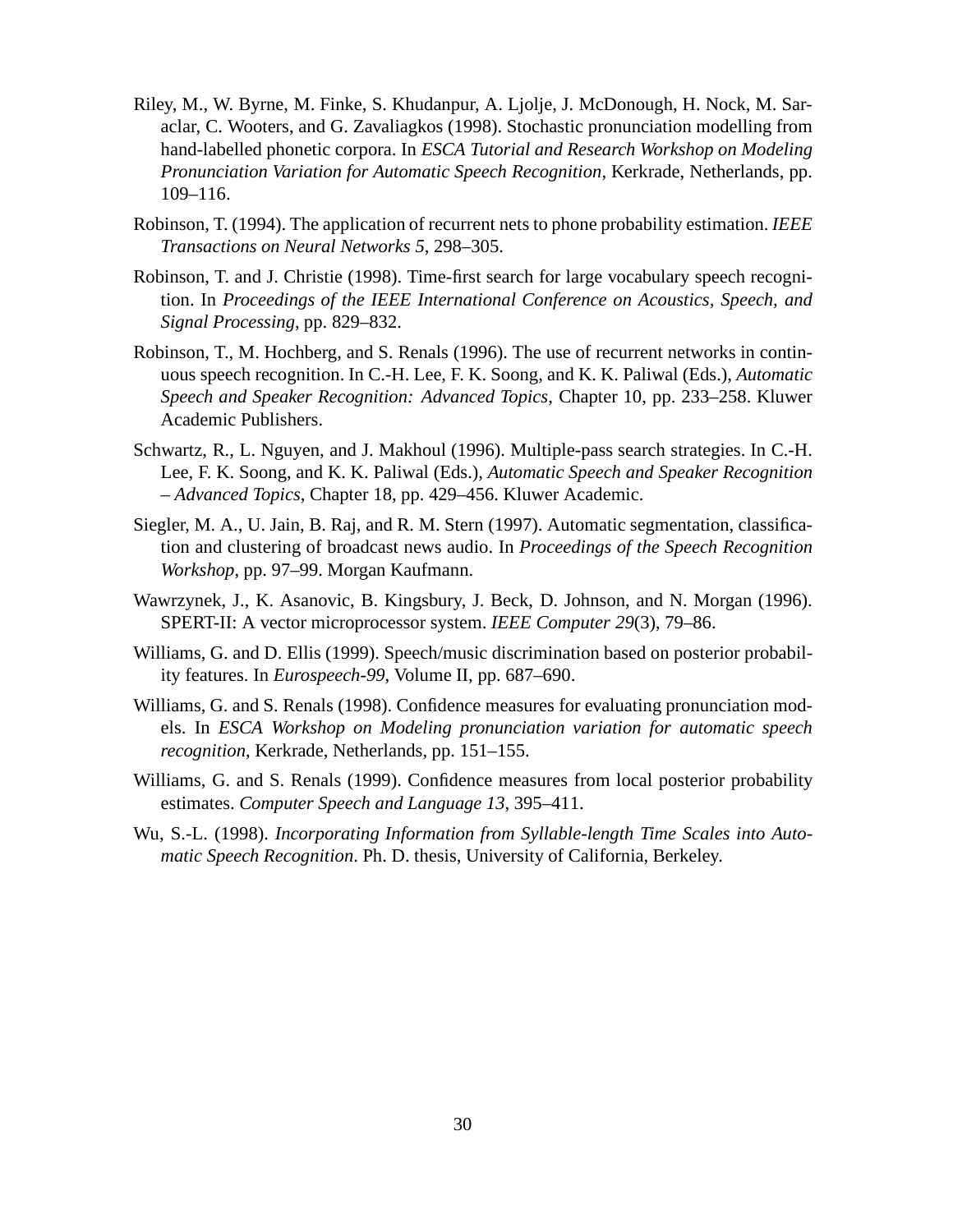Riley, M., W. Byrne, M. Finke, S. Khudanpur, A. Ljolje, J. McDonough, H. Nock, M. Saraclar, C. Wooters, and G. Zavaliagkos (1998). Stochastic pronunciation modelling from hand-labelled phonetic corpora. In *ESCA Tutorial and Research Workshop on Modeling Pronunciation Variation for Automatic Speech Recognition*, Kerkrade, Netherlands, pp. 109–116.

Robinson, T. (1994). The application of recurrent nets to phone probability estimation. *IEEE Transactions on Neural Networks 5*, 298–305.

Robinson, T. and J. Christie (1998). Time-first search for large vocabulary speech recognition. In *Proceedings of the IEEE International Conference on Acoustics, Speech, and Signal Processing*, pp. 829–832.

Robinson, T., M. Hochberg, and S. Renals (1996). The use of recurrent networks in continuous speech recognition. In C.-H. Lee, F. K. Soong, and K. K. Paliwal (Eds.), *Automatic Speech and Speaker Recognition: Advanced Topics*, Chapter 10, pp. 233–258. Kluwer Academic Publishers.

Schwartz, R., L. Nguyen, and J. Makhoul (1996). Multiple-pass search strategies. In C.-H. Lee, F. K. Soong, and K. K. Paliwal (Eds.), *Automatic Speech and Speaker Recognition – Advanced Topics*, Chapter 18, pp. 429–456. Kluwer Academic.

Siegler, M. A., U. Jain, B. Raj, and R. M. Stern (1997). Automatic segmentation, classification and clustering of broadcast news audio. In *Proceedings of the Speech Recognition Workshop*, pp. 97–99. Morgan Kaufmann.

Wawrzynek, J., K. Asanovic, B. Kingsbury, J. Beck, D. Johnson, and N. Morgan (1996). SPERT-II: A vector microprocessor system. *IEEE Computer 29*(3), 79–86.

Williams, G. and D. Ellis (1999). Speech/music discrimination based on posterior probability features. In *Eurospeech-99*, Volume II, pp. 687–690.

Williams, G. and S. Renals (1998). Confidence measures for evaluating pronunciation models. In *ESCA Workshop on Modeling pronunciation variation for automatic speech recognition*, Kerkrade, Netherlands, pp. 151–155.

Williams, G. and S. Renals (1999). Confidence measures from local posterior probability estimates. *Computer Speech and Language 13*, 395–411.

Wu, S.-L. (1998). *Incorporating Information from Syllable-length Time Scales into Automatic Speech Recognition*. Ph. D. thesis, University of California, Berkeley.